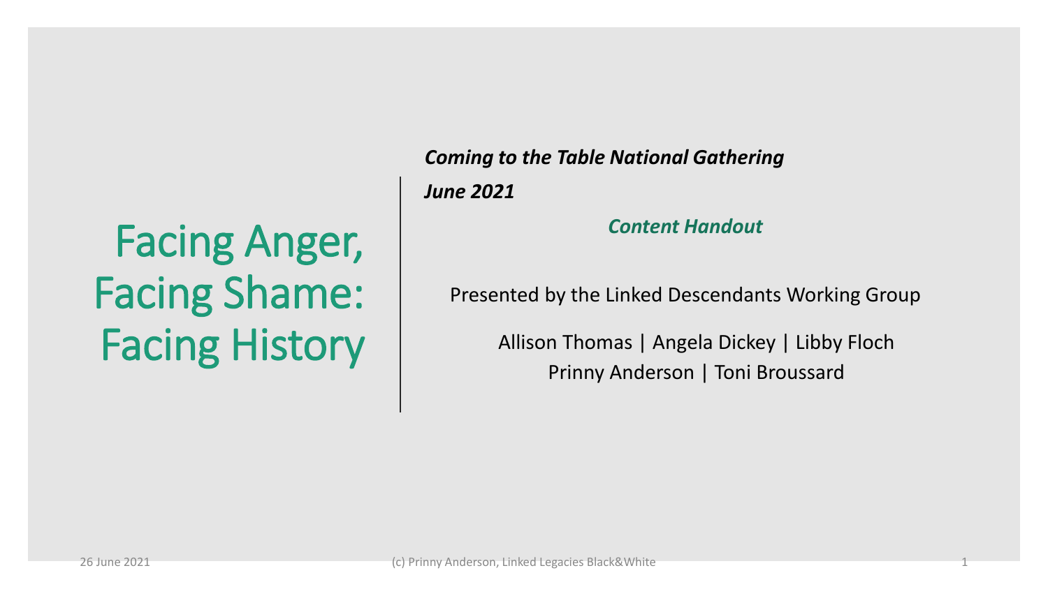# Facing Anger, Facing Shame: Facing History

***Coming to the Table National Gathering***

***June 2021***

***Content Handout***

Presented by the Linked Descendants Working Group

Allison Thomas | Angela Dickey | Libby Floch
Prinny Anderson | Toni Broussard

26 June 2021

(c) Prinny Anderson, Linked Legacies Black&White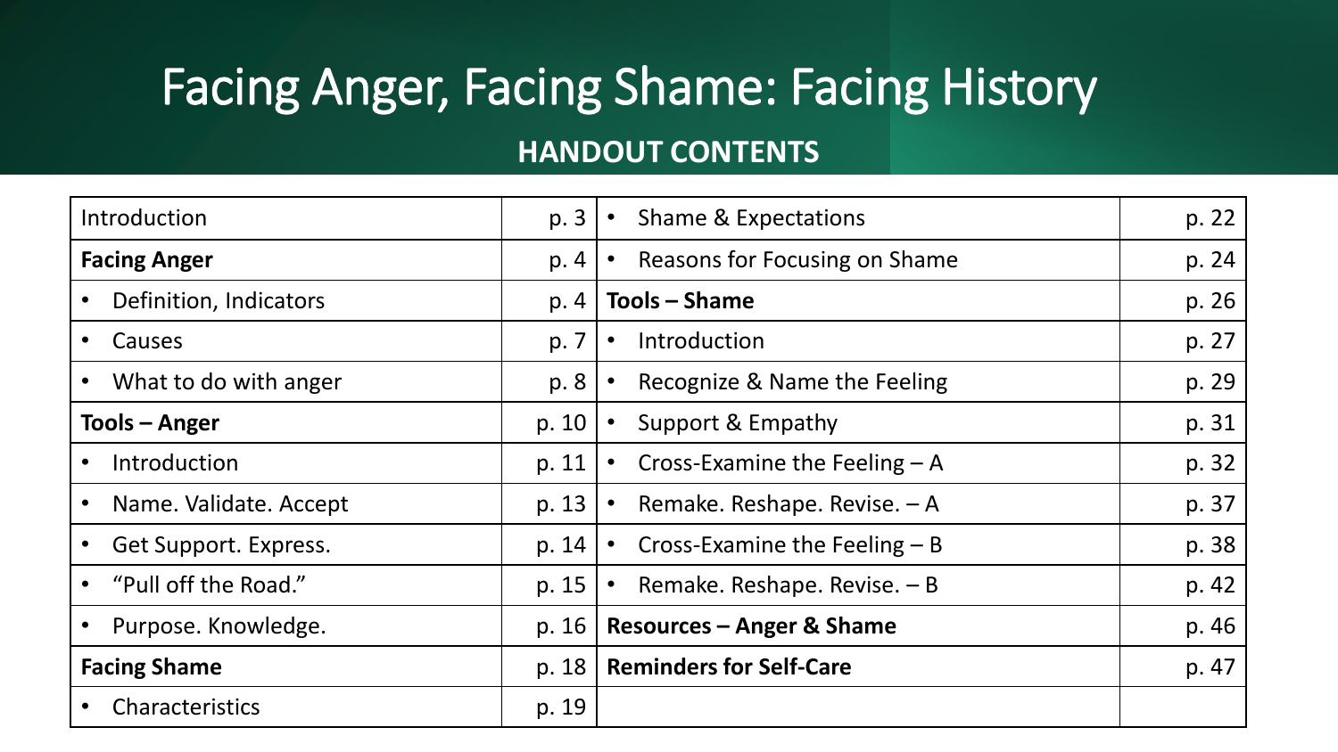# Facing Anger, Facing Shame: Facing History

## HANDOUT CONTENTS

| | | | |
|---|---|---|---|
| Introduction | p. 3 | • Shame & Expectations | p. 22 |
| **Facing Anger** | p. 4 | • Reasons for Focusing on Shame | p. 24 |
| • Definition, Indicators | p. 4 | **Tools – Shame** | p. 26 |
| • Causes | p. 7 | • Introduction | p. 27 |
| • What to do with anger | p. 8 | • Recognize & Name the Feeling | p. 29 |
| **Tools – Anger** | p. 10 | • Support & Empathy | p. 31 |
| • Introduction | p. 11 | • Cross-Examine the Feeling – A | p. 32 |
| • Name. Validate. Accept | p. 13 | • Remake. Reshape. Revise. – A | p. 37 |
| • Get Support. Express. | p. 14 | • Cross-Examine the Feeling – B | p. 38 |
| • "Pull off the Road." | p. 15 | • Remake. Reshape. Revise. – B | p. 42 |
| • Purpose. Knowledge. | p. 16 | **Resources – Anger & Shame** | p. 46 |
| **Facing Shame** | p. 18 | **Reminders for Self-Care** | p. 47 |
| • Characteristics | p. 19 | | |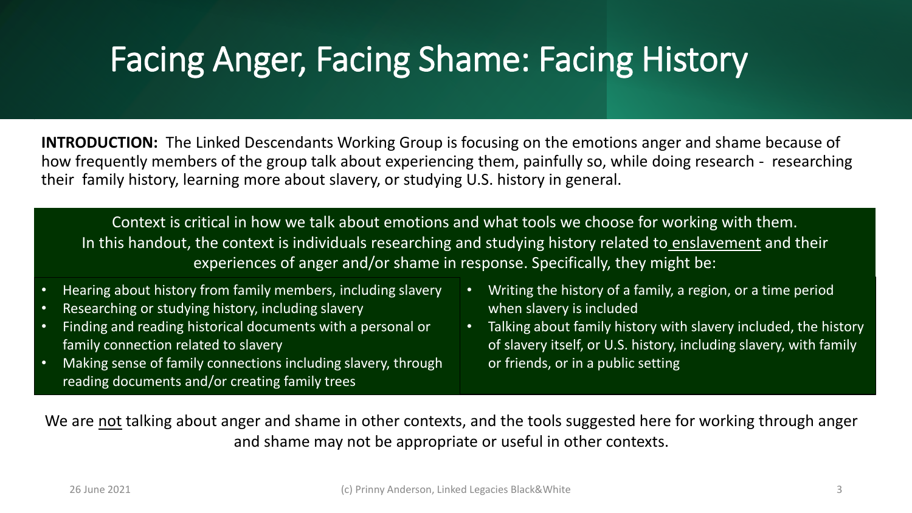# Facing Anger, Facing Shame: Facing History

**INTRODUCTION:** The Linked Descendants Working Group is focusing on the emotions anger and shame because of how frequently members of the group talk about experiencing them, painfully so, while doing research - researching their family history, learning more about slavery, or studying U.S. history in general.

Context is critical in how we talk about emotions and what tools we choose for working with them. In this handout, the context is individuals researching and studying history related to <u>enslavement</u> and their experiences of anger and/or shame in response. Specifically, they might be:

- Hearing about history from family members, including slavery
- Researching or studying history, including slavery
- Finding and reading historical documents with a personal or family connection related to slavery
- Making sense of family connections including slavery, through reading documents and/or creating family trees
- Writing the history of a family, a region, or a time period when slavery is included
- Talking about family history with slavery included, the history of slavery itself, or U.S. history, including slavery, with family or friends, or in a public setting

We are <u>not</u> talking about anger and shame in other contexts, and the tools suggested here for working through anger and shame may not be appropriate or useful in other contexts.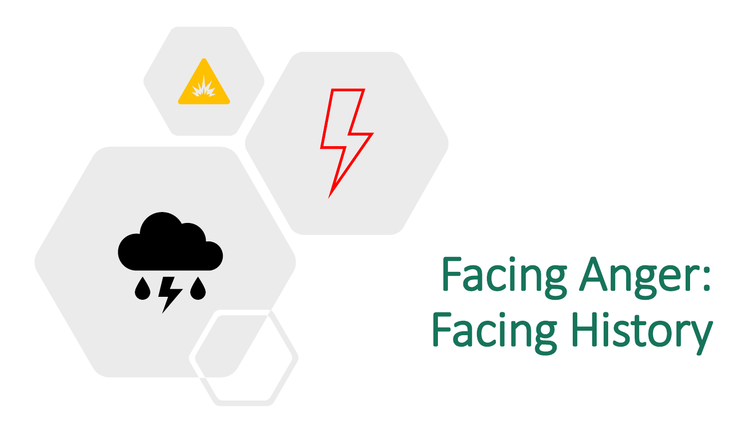# Facing Anger: Facing History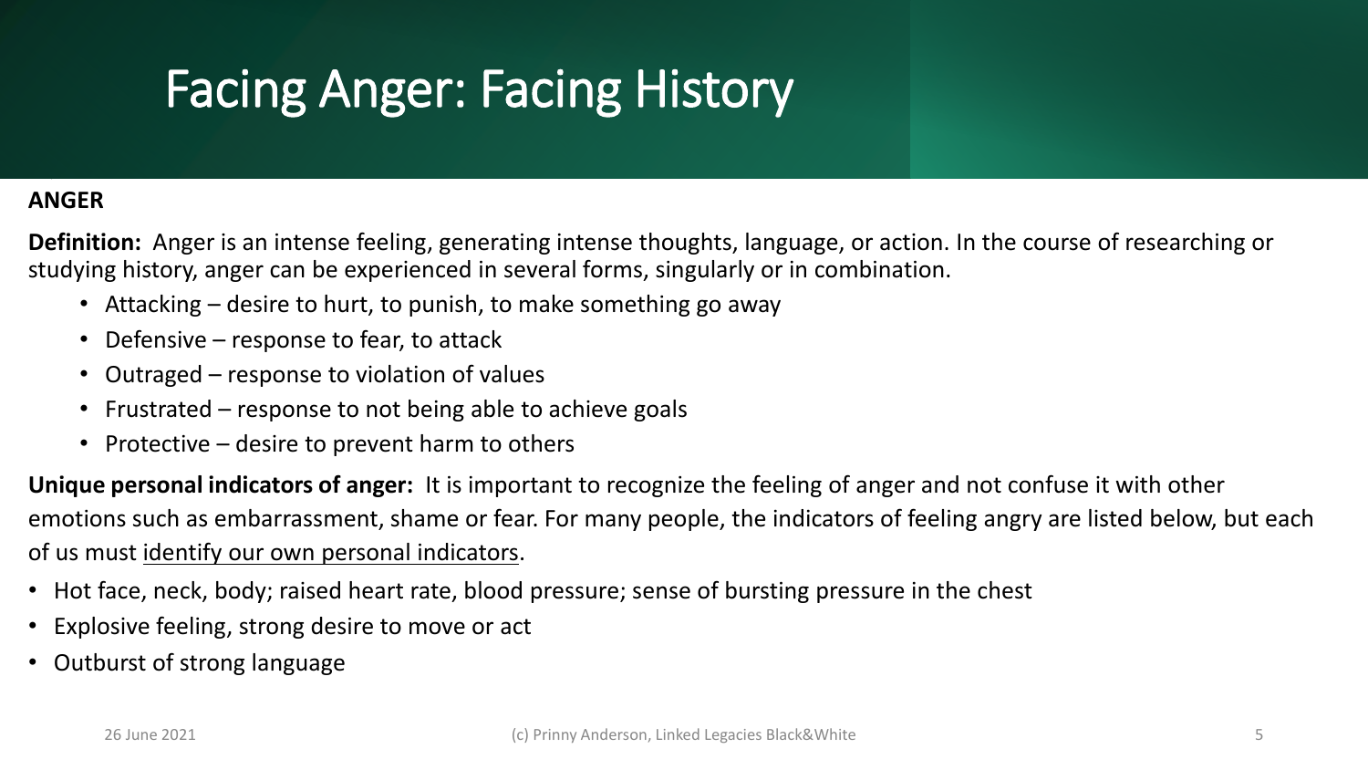# Facing Anger: Facing History

**ANGER**

**Definition:** Anger is an intense feeling, generating intense thoughts, language, or action. In the course of researching or studying history, anger can be experienced in several forms, singularly or in combination.

- Attacking – desire to hurt, to punish, to make something go away
- Defensive – response to fear, to attack
- Outraged – response to violation of values
- Frustrated – response to not being able to achieve goals
- Protective – desire to prevent harm to others

**Unique personal indicators of anger:** It is important to recognize the feeling of anger and not confuse it with other emotions such as embarrassment, shame or fear. For many people, the indicators of feeling angry are listed below, but each of us must <u>identify our own personal indicators</u>.

- Hot face, neck, body; raised heart rate, blood pressure; sense of bursting pressure in the chest
- Explosive feeling, strong desire to move or act
- Outburst of strong language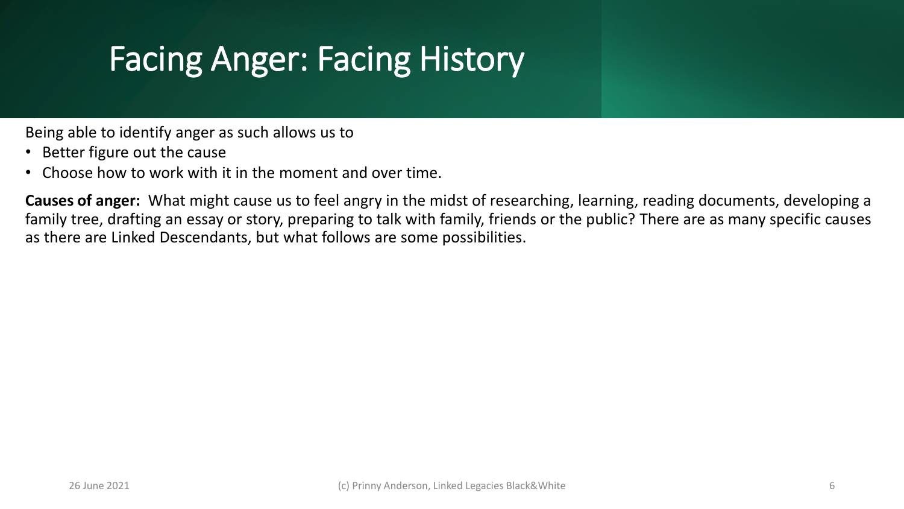# Facing Anger: Facing History

Being able to identify anger as such allows us to

- Better figure out the cause
- Choose how to work with it in the moment and over time.

**Causes of anger:** What might cause us to feel angry in the midst of researching, learning, reading documents, developing a family tree, drafting an essay or story, preparing to talk with family, friends or the public? There are as many specific causes as there are Linked Descendants, but what follows are some possibilities.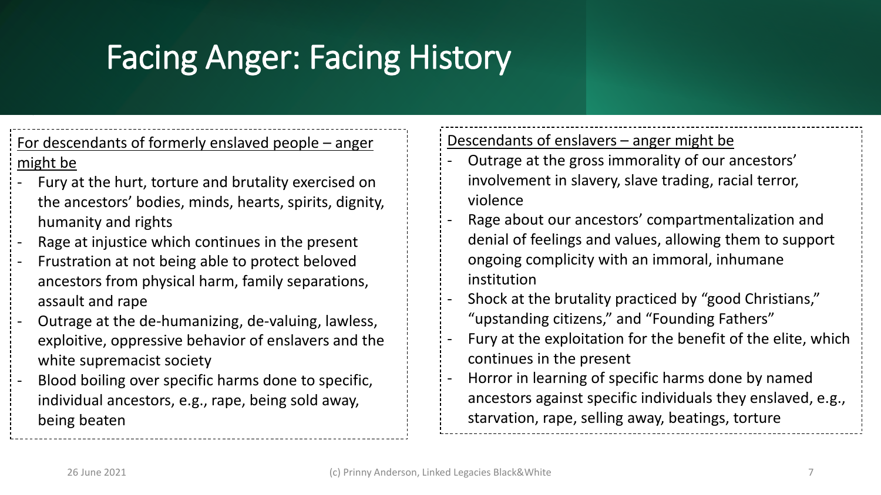# Facing Anger: Facing History

For descendants of formerly enslaved people – anger might be

- Fury at the hurt, torture and brutality exercised on the ancestors' bodies, minds, hearts, spirits, dignity, humanity and rights
- Rage at injustice which continues in the present
- Frustration at not being able to protect beloved ancestors from physical harm, family separations, assault and rape
- Outrage at the de-humanizing, de-valuing, lawless, exploitive, oppressive behavior of enslavers and the white supremacist society
- Blood boiling over specific harms done to specific, individual ancestors, e.g., rape, being sold away, being beaten

Descendants of enslavers – anger might be

- Outrage at the gross immorality of our ancestors' involvement in slavery, slave trading, racial terror, violence
- Rage about our ancestors' compartmentalization and denial of feelings and values, allowing them to support ongoing complicity with an immoral, inhumane institution
- Shock at the brutality practiced by "good Christians," "upstanding citizens," and "Founding Fathers"
- Fury at the exploitation for the benefit of the elite, which continues in the present
- Horror in learning of specific harms done by named ancestors against specific individuals they enslaved, e.g., starvation, rape, selling away, beatings, torture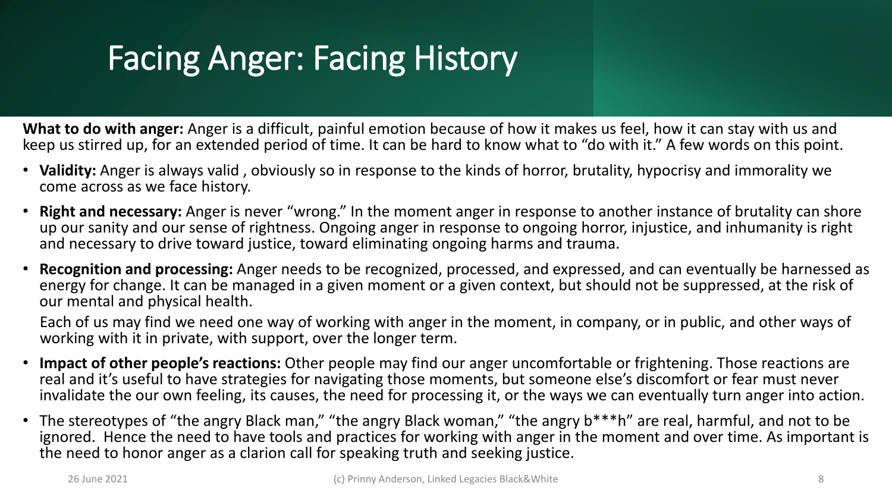# Facing Anger: Facing History

**What to do with anger:** Anger is a difficult, painful emotion because of how it makes us feel, how it can stay with us and keep us stirred up, for an extended period of time. It can be hard to know what to "do with it." A few words on this point.

- **Validity:** Anger is always valid , obviously so in response to the kinds of horror, brutality, hypocrisy and immorality we come across as we face history.
- **Right and necessary:** Anger is never "wrong." In the moment anger in response to another instance of brutality can shore up our sanity and our sense of rightness. Ongoing anger in response to ongoing horror, injustice, and inhumanity is right and necessary to drive toward justice, toward eliminating ongoing harms and trauma.
- **Recognition and processing:** Anger needs to be recognized, processed, and expressed, and can eventually be harnessed as energy for change. It can be managed in a given moment or a given context, but should not be suppressed, at the risk of our mental and physical health.

  Each of us may find we need one way of working with anger in the moment, in company, or in public, and other ways of working with it in private, with support, over the longer term.

- **Impact of other people's reactions:** Other people may find our anger uncomfortable or frightening. Those reactions are real and it's useful to have strategies for navigating those moments, but someone else's discomfort or fear must never invalidate the our own feeling, its causes, the need for processing it, or the ways we can eventually turn anger into action.
- The stereotypes of "the angry Black man," "the angry Black woman," "the angry b***h" are real, harmful, and not to be ignored. Hence the need to have tools and practices for working with anger in the moment and over time. As important is the need to honor anger as a clarion call for speaking truth and seeking justice.

26 June 2021 (c) Prinny Anderson, Linked Legacies Black&White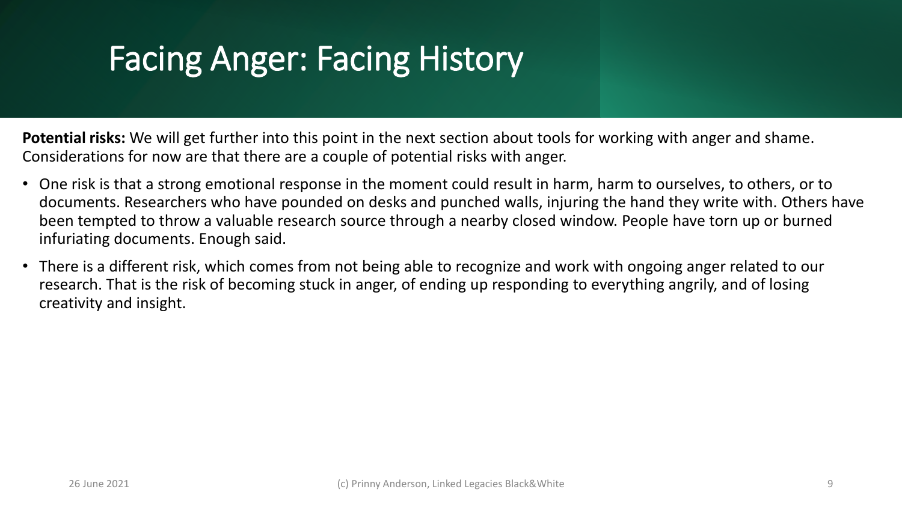# Facing Anger: Facing History

**Potential risks:** We will get further into this point in the next section about tools for working with anger and shame. Considerations for now are that there are a couple of potential risks with anger.

- One risk is that a strong emotional response in the moment could result in harm, harm to ourselves, to others, or to documents. Researchers who have pounded on desks and punched walls, injuring the hand they write with. Others have been tempted to throw a valuable research source through a nearby closed window. People have torn up or burned infuriating documents. Enough said.
- There is a different risk, which comes from not being able to recognize and work with ongoing anger related to our research. That is the risk of becoming stuck in anger, of ending up responding to everything angrily, and of losing creativity and insight.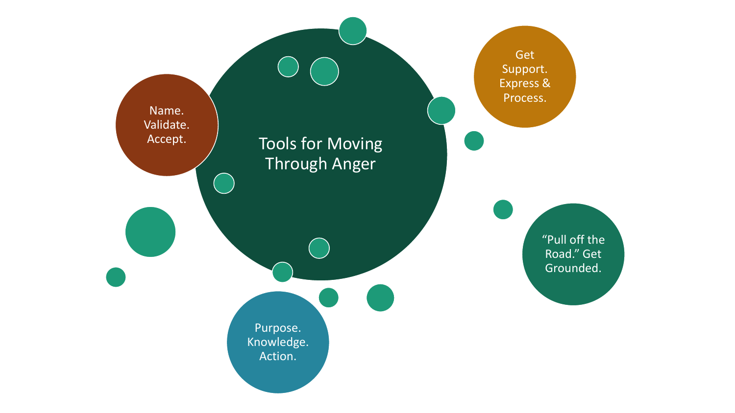# Tools for Moving Through Anger

- Name. Validate. Accept.
- Get Support. Express & Process.
- "Pull off the Road." Get Grounded.
- Purpose. Knowledge. Action.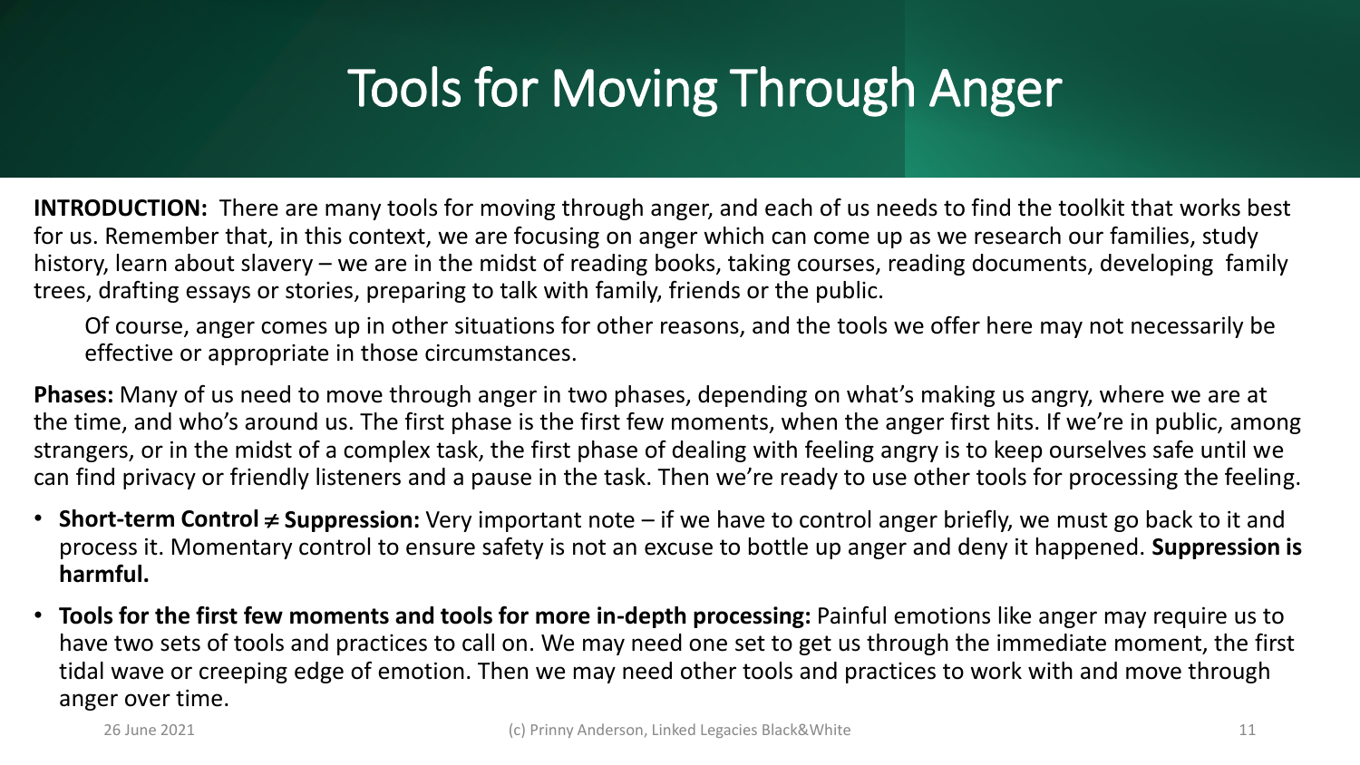# Tools for Moving Through Anger

**INTRODUCTION:** There are many tools for moving through anger, and each of us needs to find the toolkit that works best for us. Remember that, in this context, we are focusing on anger which can come up as we research our families, study history, learn about slavery – we are in the midst of reading books, taking courses, reading documents, developing family trees, drafting essays or stories, preparing to talk with family, friends or the public.

Of course, anger comes up in other situations for other reasons, and the tools we offer here may not necessarily be effective or appropriate in those circumstances.

**Phases:** Many of us need to move through anger in two phases, depending on what's making us angry, where we are at the time, and who's around us. The first phase is the first few moments, when the anger first hits. If we're in public, among strangers, or in the midst of a complex task, the first phase of dealing with feeling angry is to keep ourselves safe until we can find privacy or friendly listeners and a pause in the task. Then we're ready to use other tools for processing the feeling.

- **Short-term Control ≠ Suppression:** Very important note – if we have to control anger briefly, we must go back to it and process it. Momentary control to ensure safety is not an excuse to bottle up anger and deny it happened. **Suppression is harmful.**
- **Tools for the first few moments and tools for more in-depth processing:** Painful emotions like anger may require us to have two sets of tools and practices to call on. We may need one set to get us through the immediate moment, the first tidal wave or creeping edge of emotion. Then we may need other tools and practices to work with and move through anger over time.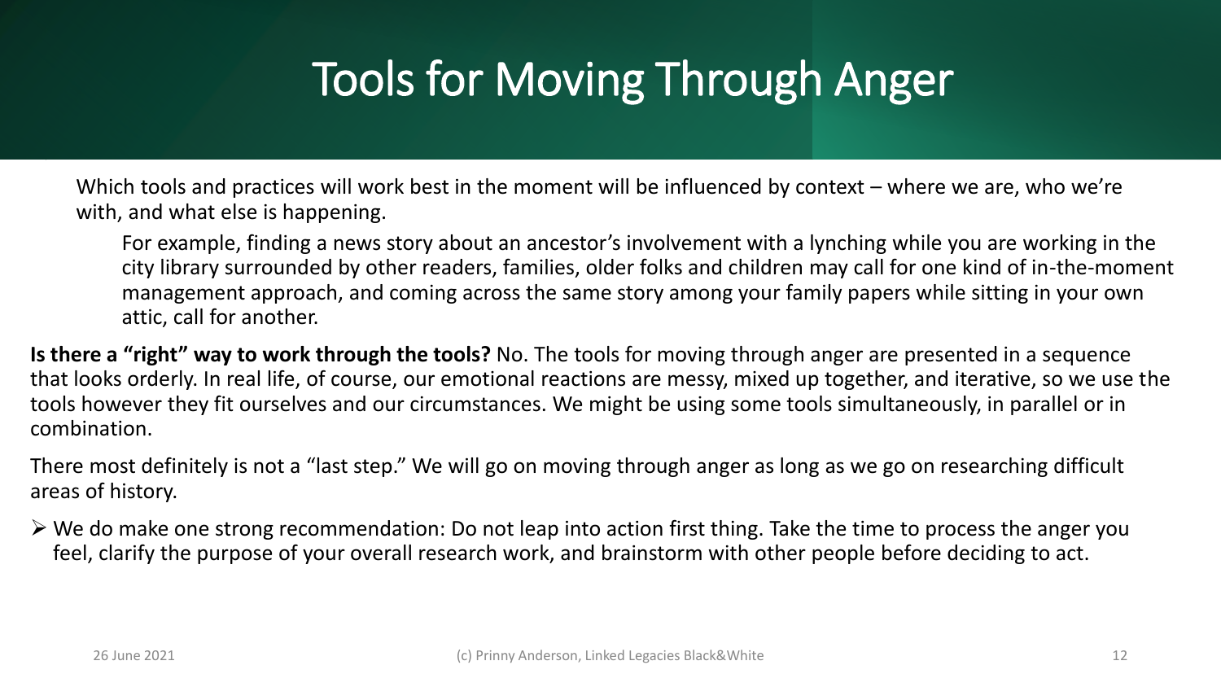# Tools for Moving Through Anger

Which tools and practices will work best in the moment will be influenced by context – where we are, who we're with, and what else is happening.

> For example, finding a news story about an ancestor's involvement with a lynching while you are working in the city library surrounded by other readers, families, older folks and children may call for one kind of in-the-moment management approach, and coming across the same story among your family papers while sitting in your own attic, call for another.

**Is there a "right" way to work through the tools?** No. The tools for moving through anger are presented in a sequence that looks orderly. In real life, of course, our emotional reactions are messy, mixed up together, and iterative, so we use the tools however they fit ourselves and our circumstances. We might be using some tools simultaneously, in parallel or in combination.

There most definitely is not a "last step." We will go on moving through anger as long as we go on researching difficult areas of history.

- We do make one strong recommendation: Do not leap into action first thing. Take the time to process the anger you feel, clarify the purpose of your overall research work, and brainstorm with other people before deciding to act.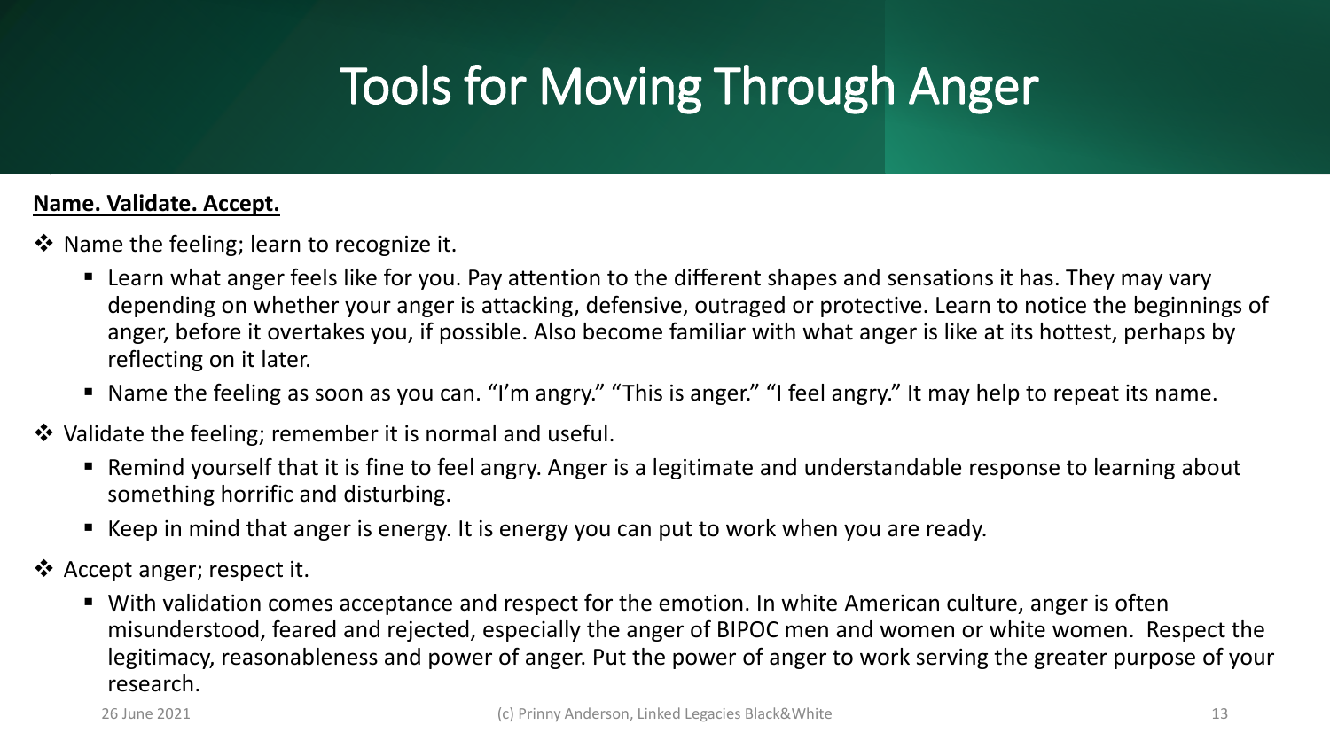# Tools for Moving Through Anger

**Name. Validate. Accept.**

- Name the feeling; learn to recognize it.
  - Learn what anger feels like for you. Pay attention to the different shapes and sensations it has. They may vary depending on whether your anger is attacking, defensive, outraged or protective. Learn to notice the beginnings of anger, before it overtakes you, if possible. Also become familiar with what anger is like at its hottest, perhaps by reflecting on it later.
  - Name the feeling as soon as you can. "I'm angry." "This is anger." "I feel angry." It may help to repeat its name.
- Validate the feeling; remember it is normal and useful.
  - Remind yourself that it is fine to feel angry. Anger is a legitimate and understandable response to learning about something horrific and disturbing.
  - Keep in mind that anger is energy. It is energy you can put to work when you are ready.
- Accept anger; respect it.
  - With validation comes acceptance and respect for the emotion. In white American culture, anger is often misunderstood, feared and rejected, especially the anger of BIPOC men and women or white women. Respect the legitimacy, reasonableness and power of anger. Put the power of anger to work serving the greater purpose of your research.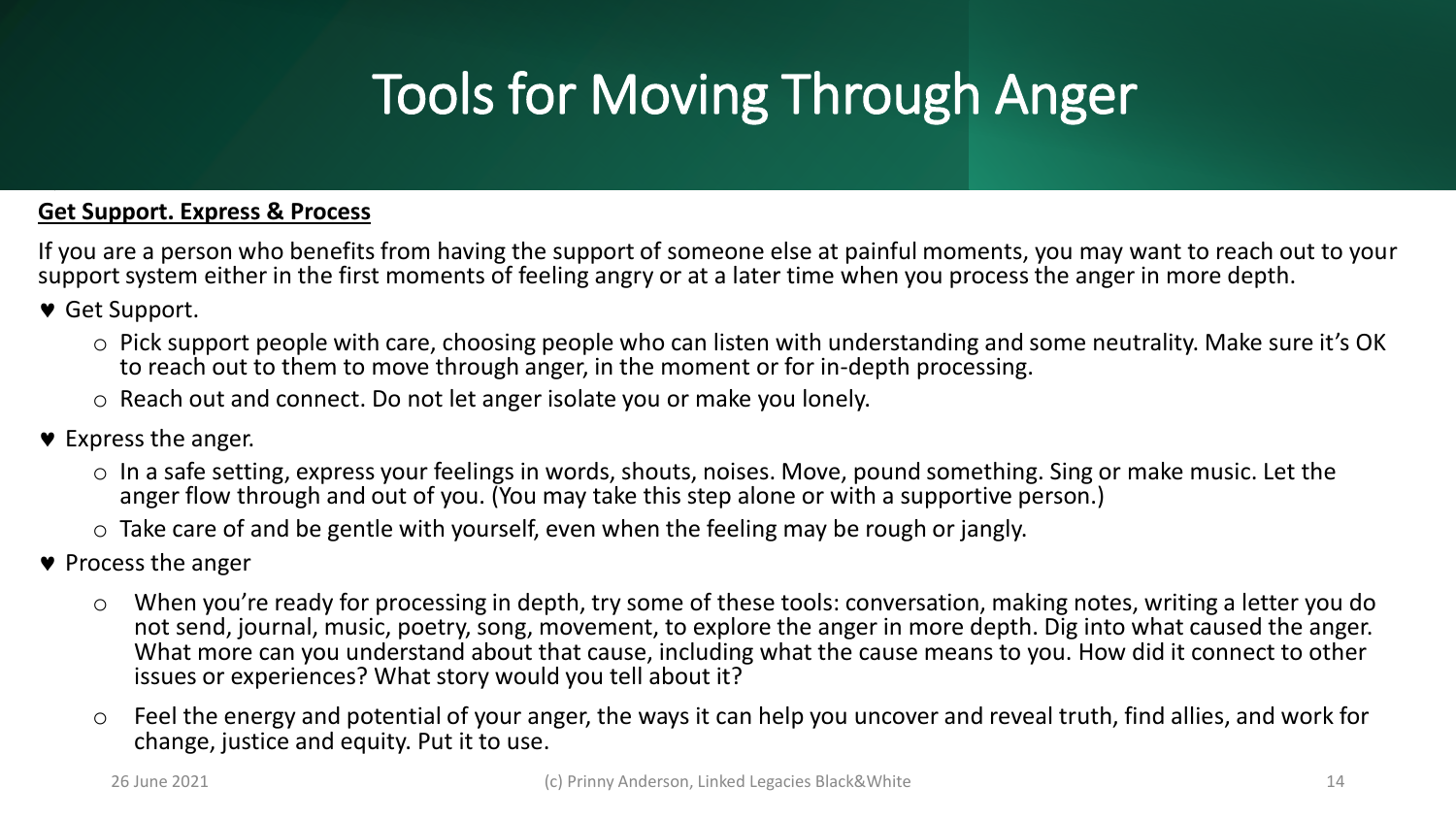# Tools for Moving Through Anger

**Get Support. Express & Process**

If you are a person who benefits from having the support of someone else at painful moments, you may want to reach out to your support system either in the first moments of feeling angry or at a later time when you process the anger in more depth.

- Get Support.
  - Pick support people with care, choosing people who can listen with understanding and some neutrality. Make sure it's OK to reach out to them to move through anger, in the moment or for in-depth processing.
  - Reach out and connect. Do not let anger isolate you or make you lonely.
- Express the anger.
  - In a safe setting, express your feelings in words, shouts, noises. Move, pound something. Sing or make music. Let the anger flow through and out of you. (You may take this step alone or with a supportive person.)
  - Take care of and be gentle with yourself, even when the feeling may be rough or jangly.
- Process the anger
  - When you're ready for processing in depth, try some of these tools: conversation, making notes, writing a letter you do not send, journal, music, poetry, song, movement, to explore the anger in more depth. Dig into what caused the anger. What more can you understand about that cause, including what the cause means to you. How did it connect to other issues or experiences? What story would you tell about it?
  - Feel the energy and potential of your anger, the ways it can help you uncover and reveal truth, find allies, and work for change, justice and equity. Put it to use.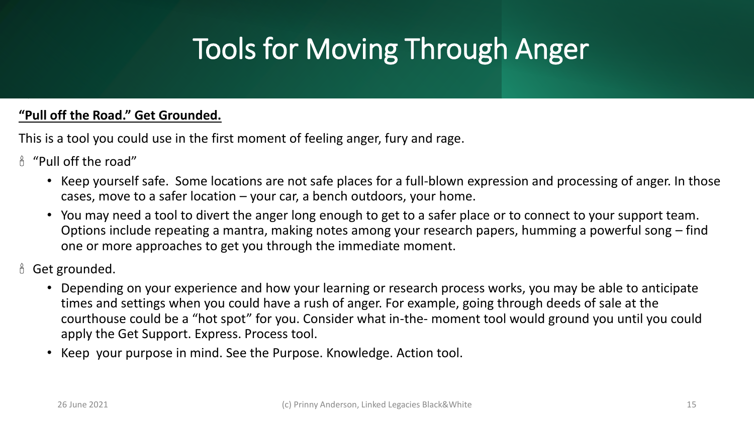# Tools for Moving Through Anger

**"Pull off the Road." Get Grounded.**

This is a tool you could use in the first moment of feeling anger, fury and rage.

- "Pull off the road"
  - Keep yourself safe. Some locations are not safe places for a full-blown expression and processing of anger. In those cases, move to a safer location – your car, a bench outdoors, your home.
  - You may need a tool to divert the anger long enough to get to a safer place or to connect to your support team. Options include repeating a mantra, making notes among your research papers, humming a powerful song – find one or more approaches to get you through the immediate moment.
- Get grounded.
  - Depending on your experience and how your learning or research process works, you may be able to anticipate times and settings when you could have a rush of anger. For example, going through deeds of sale at the courthouse could be a "hot spot" for you. Consider what in-the- moment tool would ground you until you could apply the Get Support. Express. Process tool.
  - Keep your purpose in mind. See the Purpose. Knowledge. Action tool.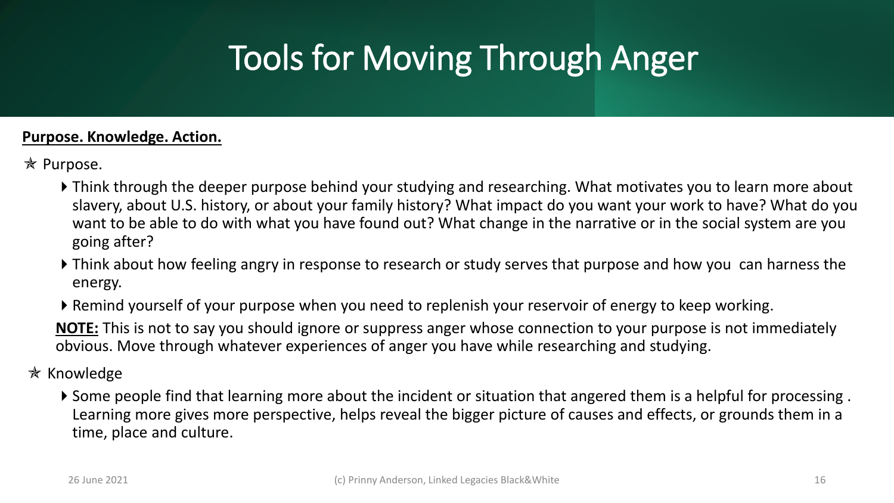# Tools for Moving Through Anger

**Purpose. Knowledge. Action.**

- Purpose.
  - Think through the deeper purpose behind your studying and researching. What motivates you to learn more about slavery, about U.S. history, or about your family history? What impact do you want your work to have? What do you want to be able to do with what you have found out? What change in the narrative or in the social system are you going after?
  - Think about how feeling angry in response to research or study serves that purpose and how you can harness the energy.
  - Remind yourself of your purpose when you need to replenish your reservoir of energy to keep working.

  **NOTE:** This is not to say you should ignore or suppress anger whose connection to your purpose is not immediately obvious. Move through whatever experiences of anger you have while researching and studying.

- Knowledge
  - Some people find that learning more about the incident or situation that angered them is a helpful for processing . Learning more gives more perspective, helps reveal the bigger picture of causes and effects, or grounds them in a time, place and culture.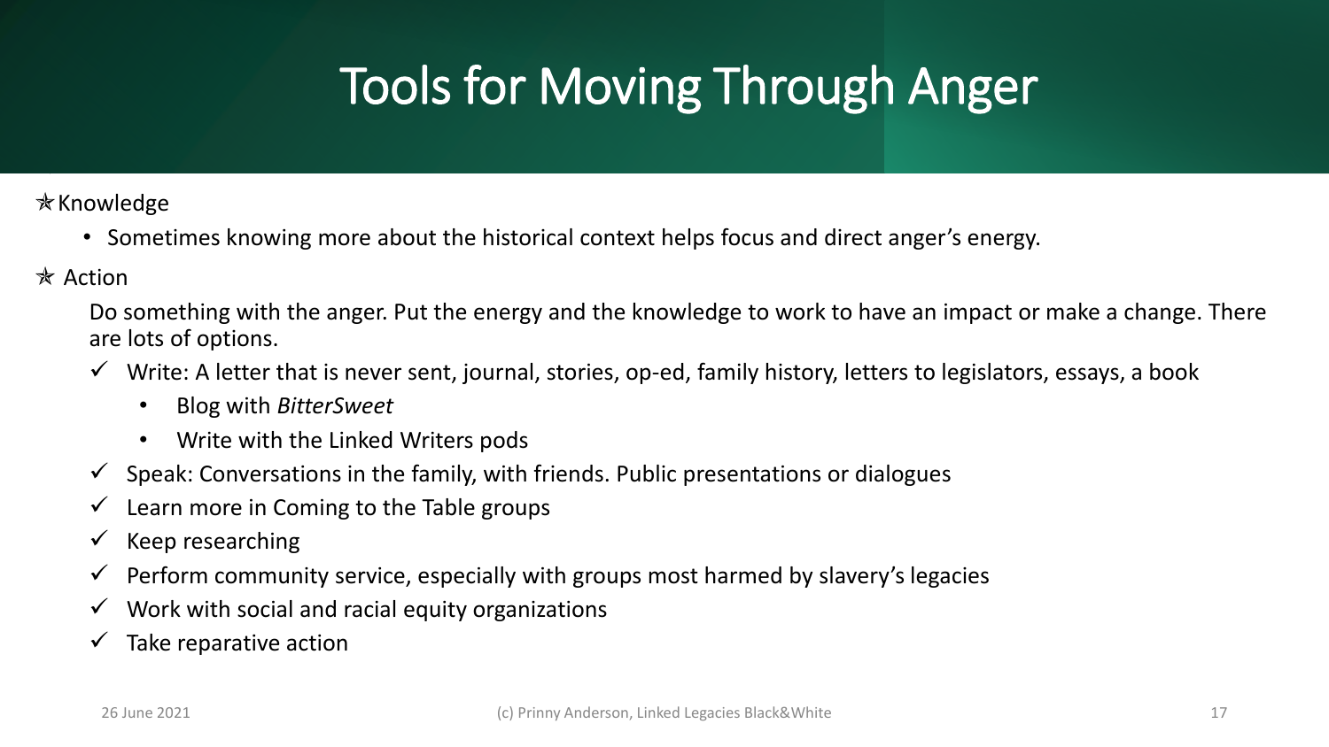# Tools for Moving Through Anger

✯Knowledge

- Sometimes knowing more about the historical context helps focus and direct anger's energy.

✯ Action

Do something with the anger. Put the energy and the knowledge to work to have an impact or make a change. There are lots of options.

- ✓ Write: A letter that is never sent, journal, stories, op-ed, family history, letters to legislators, essays, a book
  - Blog with *BitterSweet*
  - Write with the Linked Writers pods
- ✓ Speak: Conversations in the family, with friends. Public presentations or dialogues
- ✓ Learn more in Coming to the Table groups
- ✓ Keep researching
- ✓ Perform community service, especially with groups most harmed by slavery's legacies
- ✓ Work with social and racial equity organizations
- ✓ Take reparative action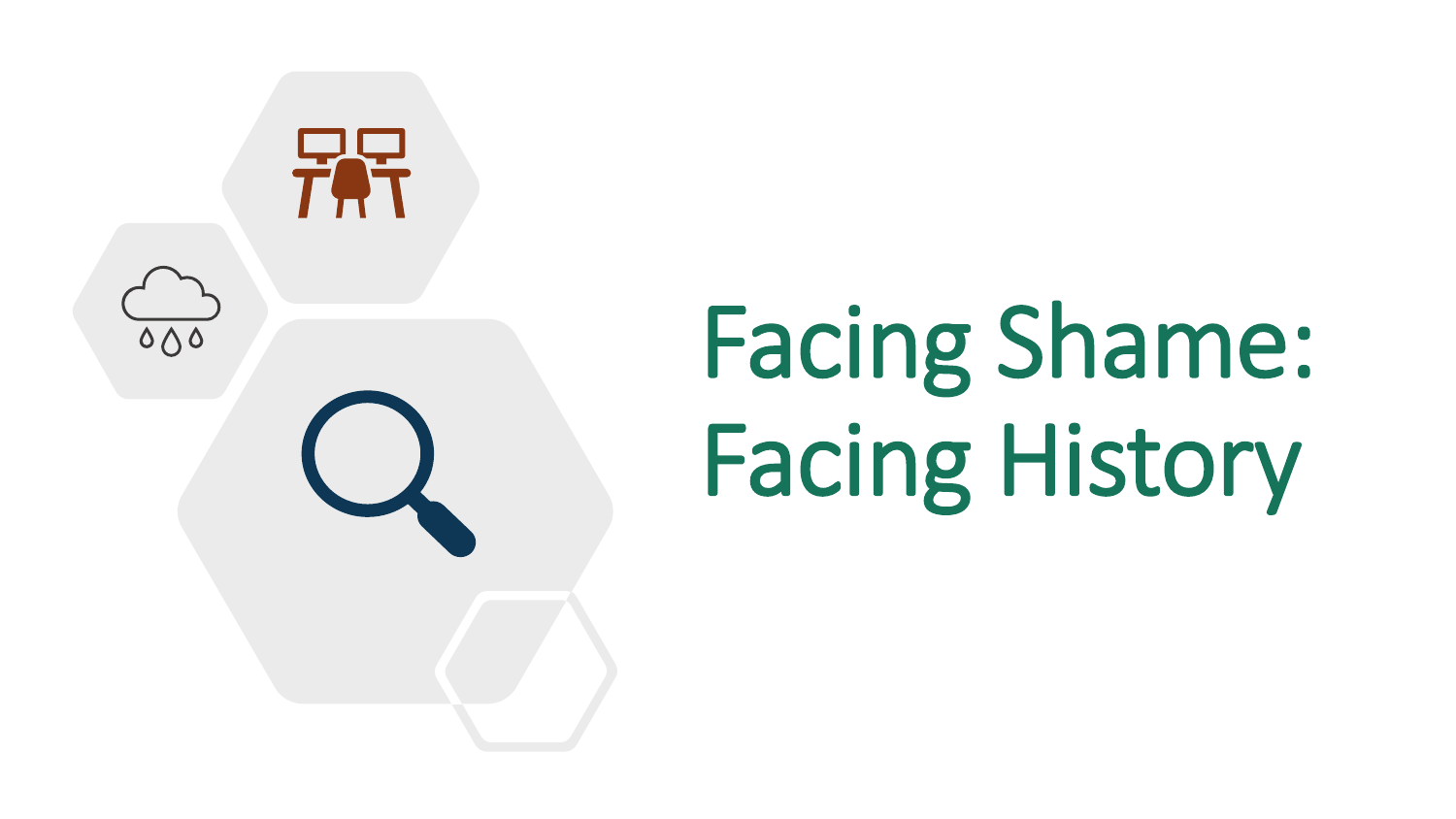# Facing Shame: Facing History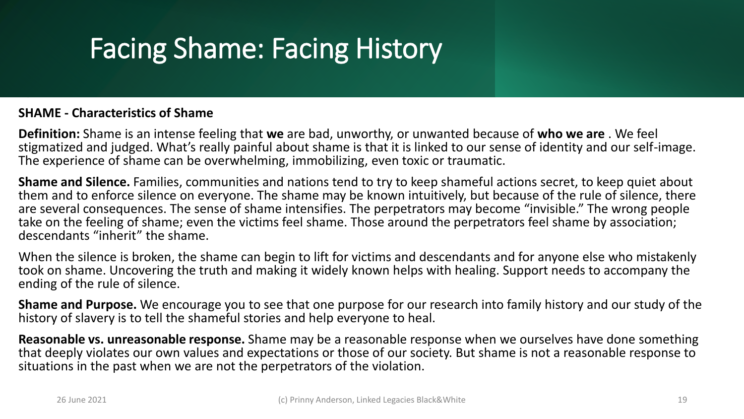# Facing Shame: Facing History

**SHAME - Characteristics of Shame**

**Definition:** Shame is an intense feeling that **we** are bad, unworthy, or unwanted because of **who we are** . We feel stigmatized and judged. What's really painful about shame is that it is linked to our sense of identity and our self-image. The experience of shame can be overwhelming, immobilizing, even toxic or traumatic.

**Shame and Silence.** Families, communities and nations tend to try to keep shameful actions secret, to keep quiet about them and to enforce silence on everyone. The shame may be known intuitively, but because of the rule of silence, there are several consequences. The sense of shame intensifies. The perpetrators may become "invisible." The wrong people take on the feeling of shame; even the victims feel shame. Those around the perpetrators feel shame by association; descendants "inherit" the shame.

When the silence is broken, the shame can begin to lift for victims and descendants and for anyone else who mistakenly took on shame. Uncovering the truth and making it widely known helps with healing. Support needs to accompany the ending of the rule of silence.

**Shame and Purpose.** We encourage you to see that one purpose for our research into family history and our study of the history of slavery is to tell the shameful stories and help everyone to heal.

**Reasonable vs. unreasonable response.** Shame may be a reasonable response when we ourselves have done something that deeply violates our own values and expectations or those of our society. But shame is not a reasonable response to situations in the past when we are not the perpetrators of the violation.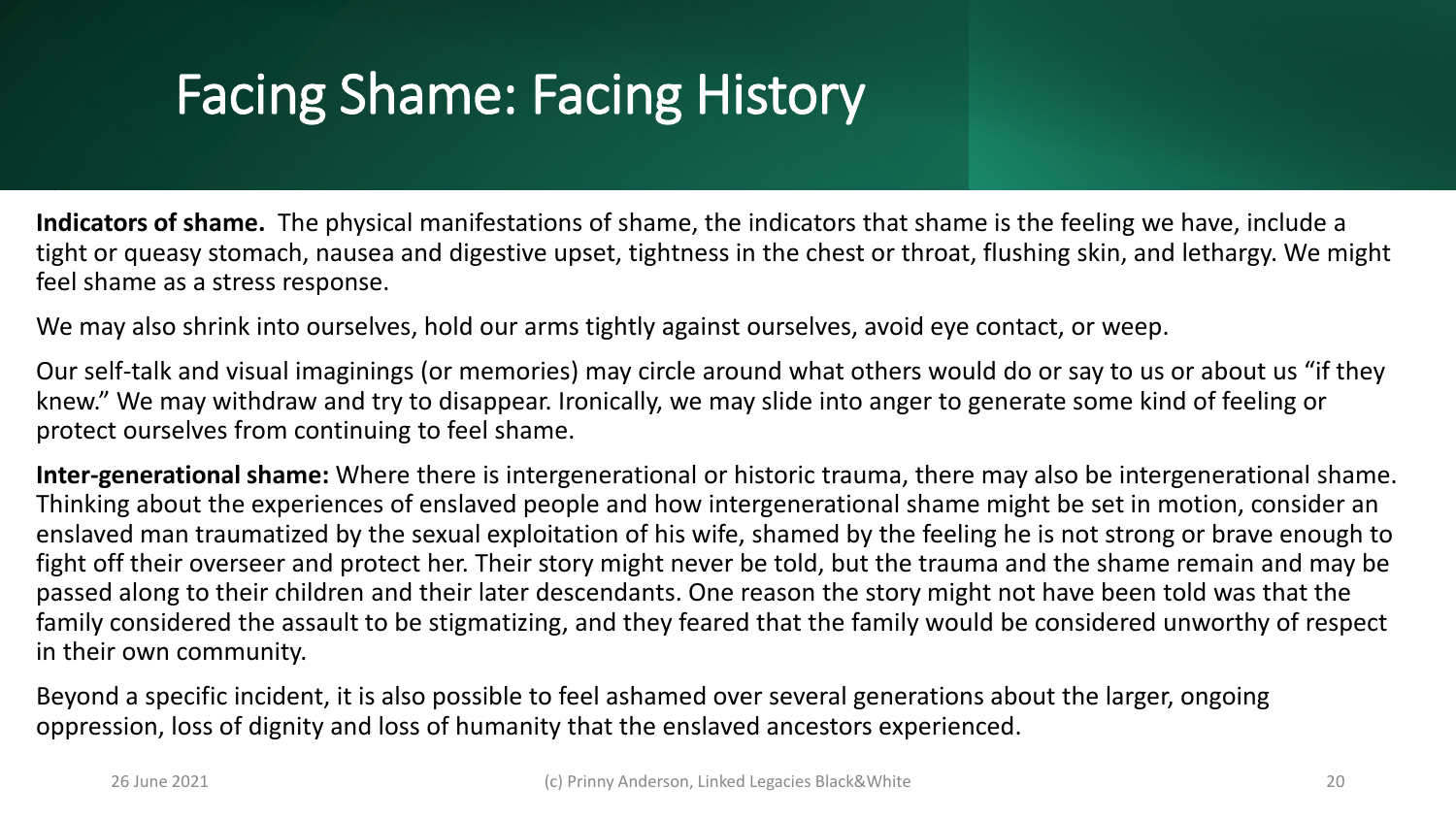# Facing Shame: Facing History

**Indicators of shame.** The physical manifestations of shame, the indicators that shame is the feeling we have, include a tight or queasy stomach, nausea and digestive upset, tightness in the chest or throat, flushing skin, and lethargy. We might feel shame as a stress response.

We may also shrink into ourselves, hold our arms tightly against ourselves, avoid eye contact, or weep.

Our self-talk and visual imaginings (or memories) may circle around what others would do or say to us or about us "if they knew." We may withdraw and try to disappear. Ironically, we may slide into anger to generate some kind of feeling or protect ourselves from continuing to feel shame.

**Inter-generational shame:** Where there is intergenerational or historic trauma, there may also be intergenerational shame. Thinking about the experiences of enslaved people and how intergenerational shame might be set in motion, consider an enslaved man traumatized by the sexual exploitation of his wife, shamed by the feeling he is not strong or brave enough to fight off their overseer and protect her. Their story might never be told, but the trauma and the shame remain and may be passed along to their children and their later descendants. One reason the story might not have been told was that the family considered the assault to be stigmatizing, and they feared that the family would be considered unworthy of respect in their own community.

Beyond a specific incident, it is also possible to feel ashamed over several generations about the larger, ongoing oppression, loss of dignity and loss of humanity that the enslaved ancestors experienced.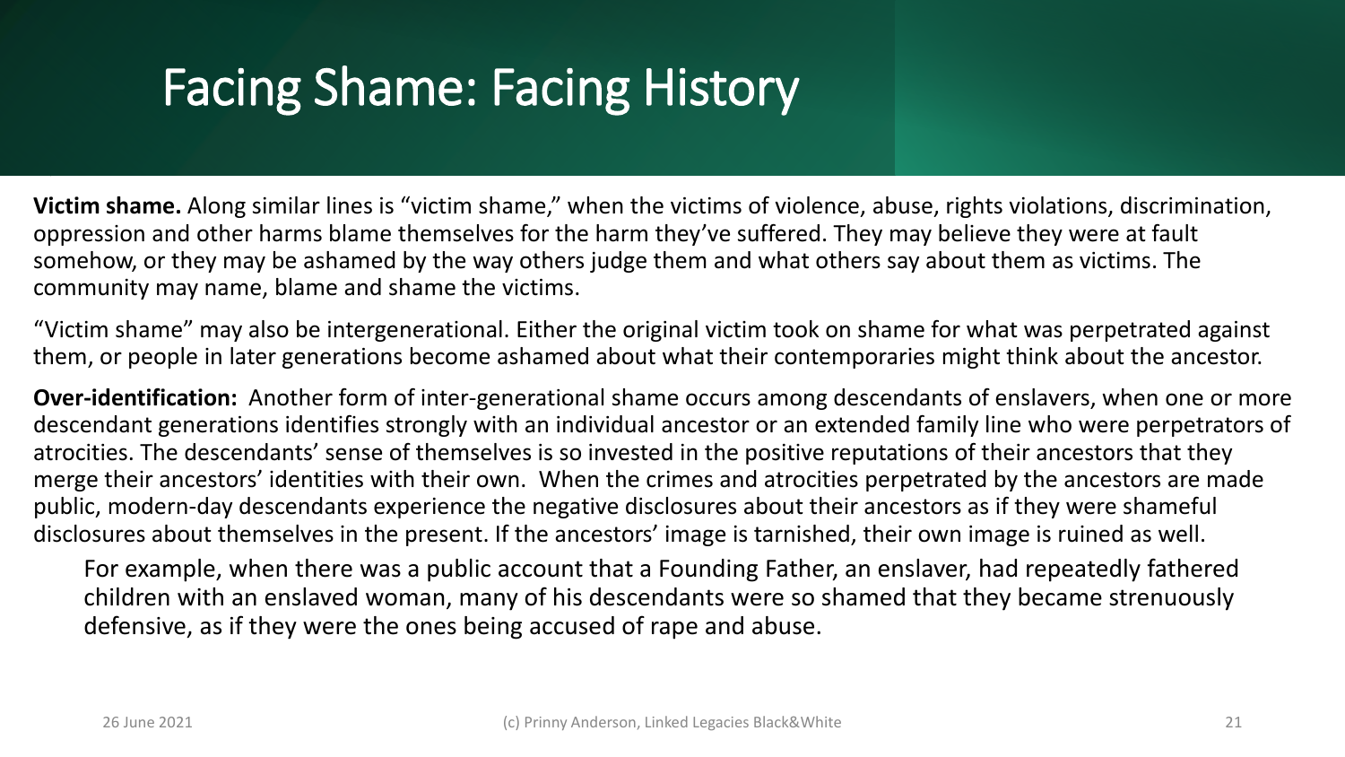# Facing Shame: Facing History

**Victim shame.** Along similar lines is "victim shame," when the victims of violence, abuse, rights violations, discrimination, oppression and other harms blame themselves for the harm they've suffered. They may believe they were at fault somehow, or they may be ashamed by the way others judge them and what others say about them as victims. The community may name, blame and shame the victims.

"Victim shame" may also be intergenerational. Either the original victim took on shame for what was perpetrated against them, or people in later generations become ashamed about what their contemporaries might think about the ancestor.

**Over-identification:** Another form of inter-generational shame occurs among descendants of enslavers, when one or more descendant generations identifies strongly with an individual ancestor or an extended family line who were perpetrators of atrocities. The descendants' sense of themselves is so invested in the positive reputations of their ancestors that they merge their ancestors' identities with their own. When the crimes and atrocities perpetrated by the ancestors are made public, modern-day descendants experience the negative disclosures about their ancestors as if they were shameful disclosures about themselves in the present. If the ancestors' image is tarnished, their own image is ruined as well.

For example, when there was a public account that a Founding Father, an enslaver, had repeatedly fathered children with an enslaved woman, many of his descendants were so shamed that they became strenuously defensive, as if they were the ones being accused of rape and abuse.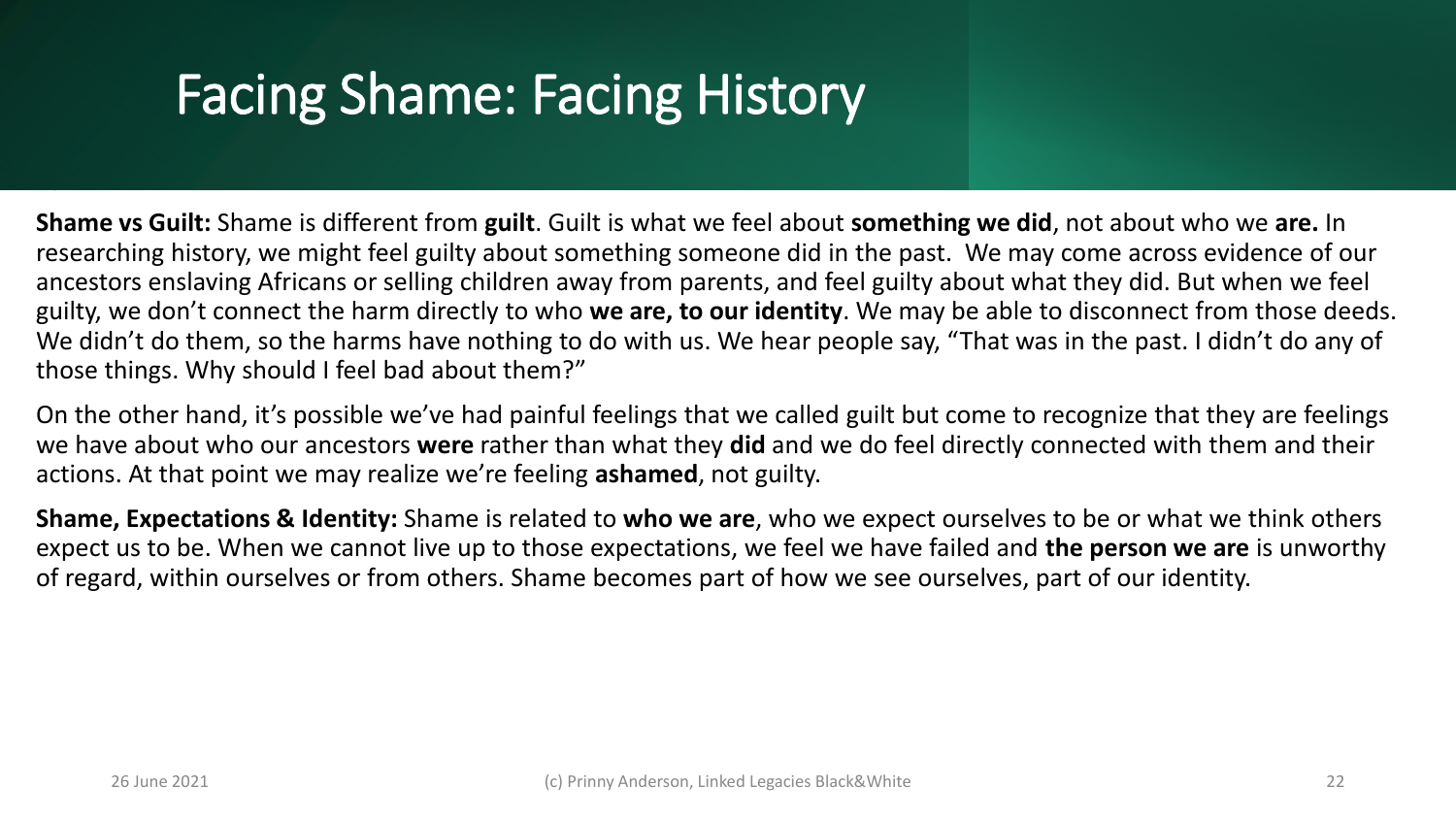# Facing Shame: Facing History

**Shame vs Guilt:** Shame is different from **guilt**. Guilt is what we feel about **something we did**, not about who we **are.** In researching history, we might feel guilty about something someone did in the past. We may come across evidence of our ancestors enslaving Africans or selling children away from parents, and feel guilty about what they did. But when we feel guilty, we don't connect the harm directly to who **we are, to our identity**. We may be able to disconnect from those deeds. We didn't do them, so the harms have nothing to do with us. We hear people say, "That was in the past. I didn't do any of those things. Why should I feel bad about them?"

On the other hand, it's possible we've had painful feelings that we called guilt but come to recognize that they are feelings we have about who our ancestors **were** rather than what they **did** and we do feel directly connected with them and their actions. At that point we may realize we're feeling **ashamed**, not guilty.

**Shame, Expectations & Identity:** Shame is related to **who we are**, who we expect ourselves to be or what we think others expect us to be. When we cannot live up to those expectations, we feel we have failed and **the person we are** is unworthy of regard, within ourselves or from others. Shame becomes part of how we see ourselves, part of our identity.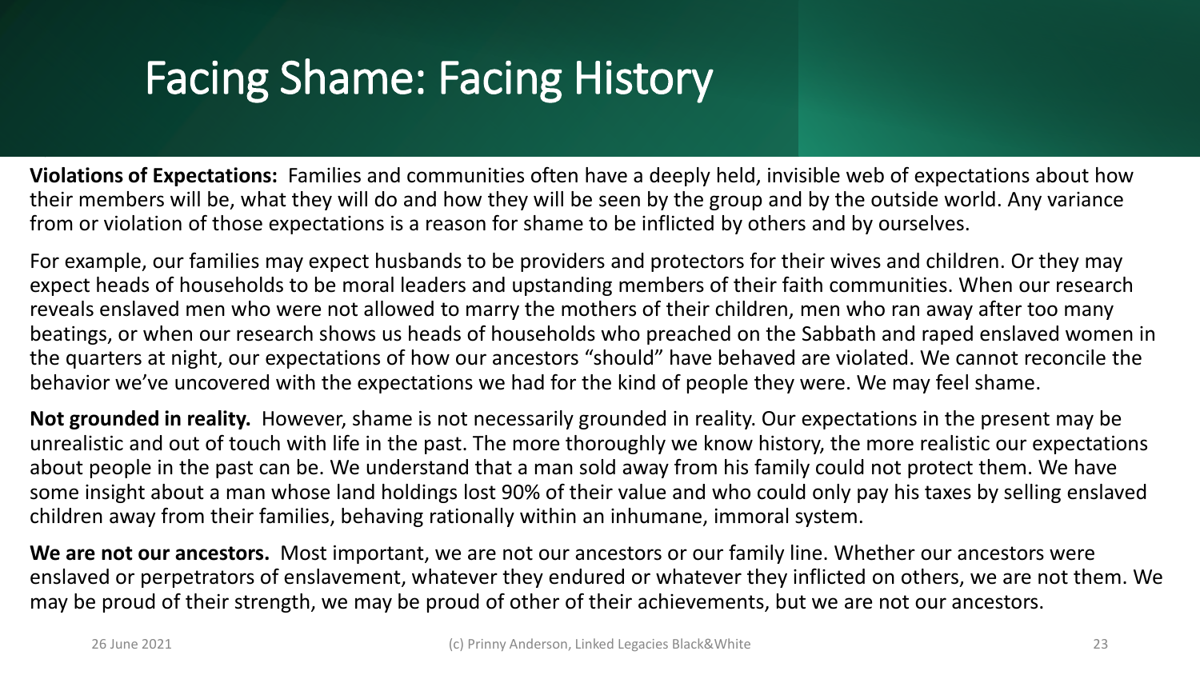# Facing Shame: Facing History

**Violations of Expectations:** Families and communities often have a deeply held, invisible web of expectations about how their members will be, what they will do and how they will be seen by the group and by the outside world. Any variance from or violation of those expectations is a reason for shame to be inflicted by others and by ourselves.

For example, our families may expect husbands to be providers and protectors for their wives and children. Or they may expect heads of households to be moral leaders and upstanding members of their faith communities. When our research reveals enslaved men who were not allowed to marry the mothers of their children, men who ran away after too many beatings, or when our research shows us heads of households who preached on the Sabbath and raped enslaved women in the quarters at night, our expectations of how our ancestors "should" have behaved are violated. We cannot reconcile the behavior we've uncovered with the expectations we had for the kind of people they were. We may feel shame.

**Not grounded in reality.** However, shame is not necessarily grounded in reality. Our expectations in the present may be unrealistic and out of touch with life in the past. The more thoroughly we know history, the more realistic our expectations about people in the past can be. We understand that a man sold away from his family could not protect them. We have some insight about a man whose land holdings lost 90% of their value and who could only pay his taxes by selling enslaved children away from their families, behaving rationally within an inhumane, immoral system.

**We are not our ancestors.** Most important, we are not our ancestors or our family line. Whether our ancestors were enslaved or perpetrators of enslavement, whatever they endured or whatever they inflicted on others, we are not them. We may be proud of their strength, we may be proud of other of their achievements, but we are not our ancestors.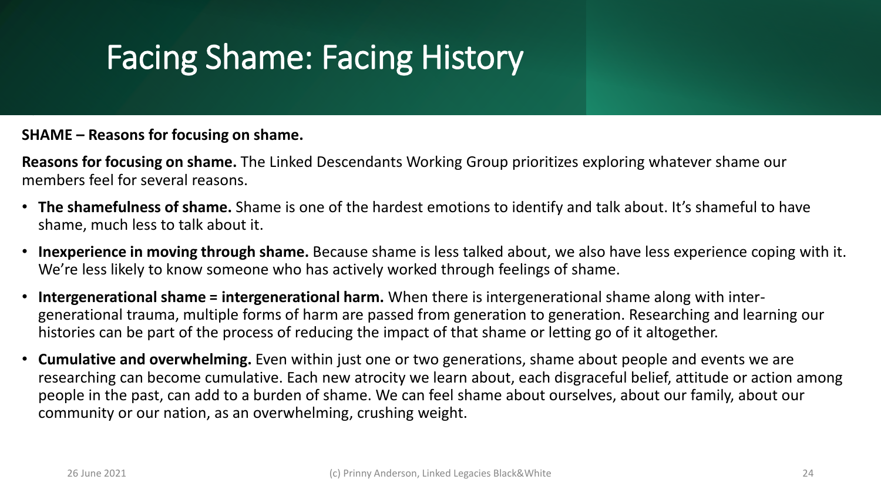# Facing Shame: Facing History

**SHAME – Reasons for focusing on shame.**

**Reasons for focusing on shame.** The Linked Descendants Working Group prioritizes exploring whatever shame our members feel for several reasons.

- **The shamefulness of shame.** Shame is one of the hardest emotions to identify and talk about. It's shameful to have shame, much less to talk about it.
- **Inexperience in moving through shame.** Because shame is less talked about, we also have less experience coping with it. We're less likely to know someone who has actively worked through feelings of shame.
- **Intergenerational shame = intergenerational harm.** When there is intergenerational shame along with inter-generational trauma, multiple forms of harm are passed from generation to generation. Researching and learning our histories can be part of the process of reducing the impact of that shame or letting go of it altogether.
- **Cumulative and overwhelming.** Even within just one or two generations, shame about people and events we are researching can become cumulative. Each new atrocity we learn about, each disgraceful belief, attitude or action among people in the past, can add to a burden of shame. We can feel shame about ourselves, about our family, about our community or our nation, as an overwhelming, crushing weight.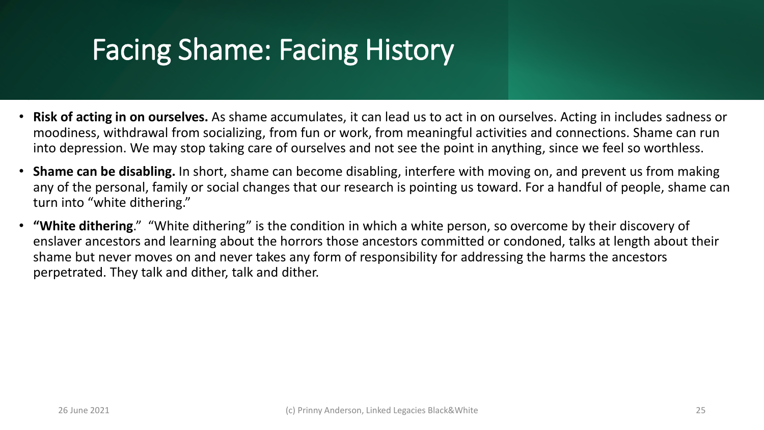# Facing Shame: Facing History

- **Risk of acting in on ourselves.** As shame accumulates, it can lead us to act in on ourselves. Acting in includes sadness or moodiness, withdrawal from socializing, from fun or work, from meaningful activities and connections. Shame can run into depression. We may stop taking care of ourselves and not see the point in anything, since we feel so worthless.
- **Shame can be disabling.** In short, shame can become disabling, interfere with moving on, and prevent us from making any of the personal, family or social changes that our research is pointing us toward. For a handful of people, shame can turn into "white dithering."
- **"White dithering**." "White dithering" is the condition in which a white person, so overcome by their discovery of enslaver ancestors and learning about the horrors those ancestors committed or condoned, talks at length about their shame but never moves on and never takes any form of responsibility for addressing the harms the ancestors perpetrated. They talk and dither, talk and dither.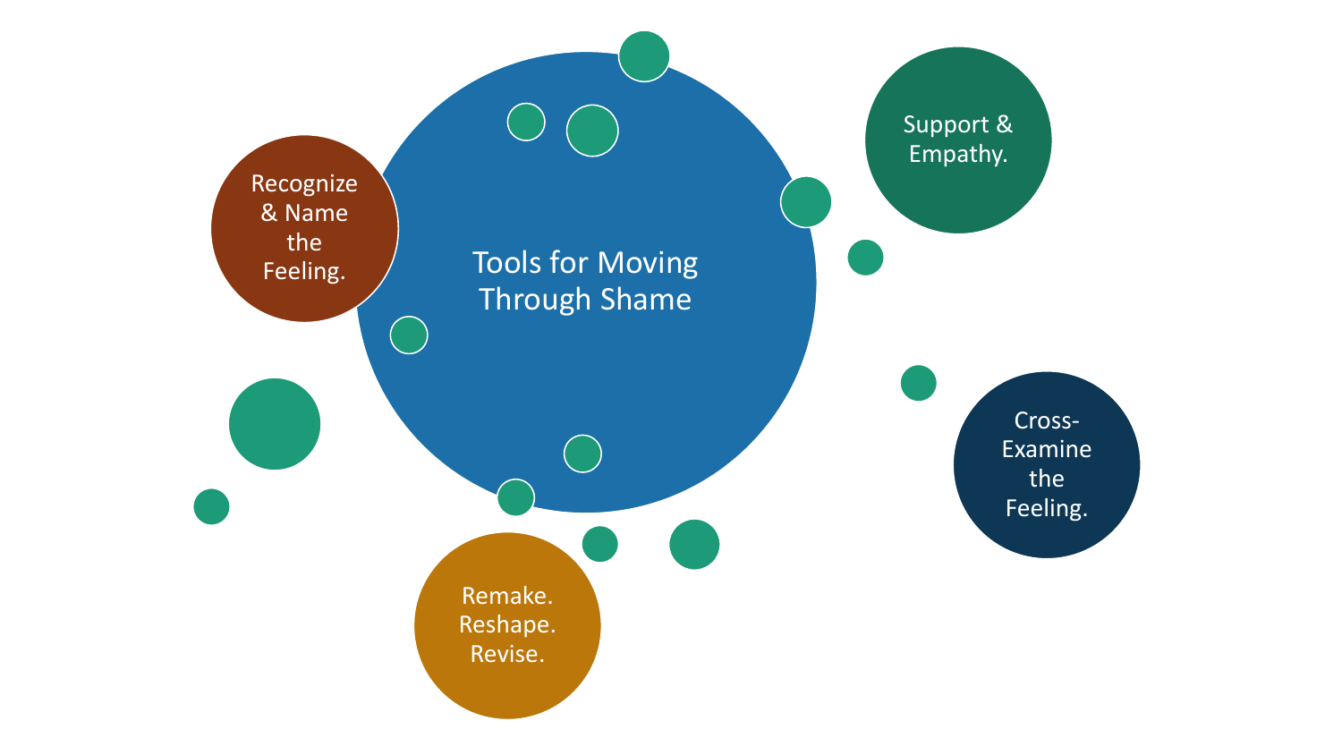# Tools for Moving Through Shame

- Recognize & Name the Feeling.
- Support & Empathy.
- Cross-Examine the Feeling.
- Remake. Reshape. Revise.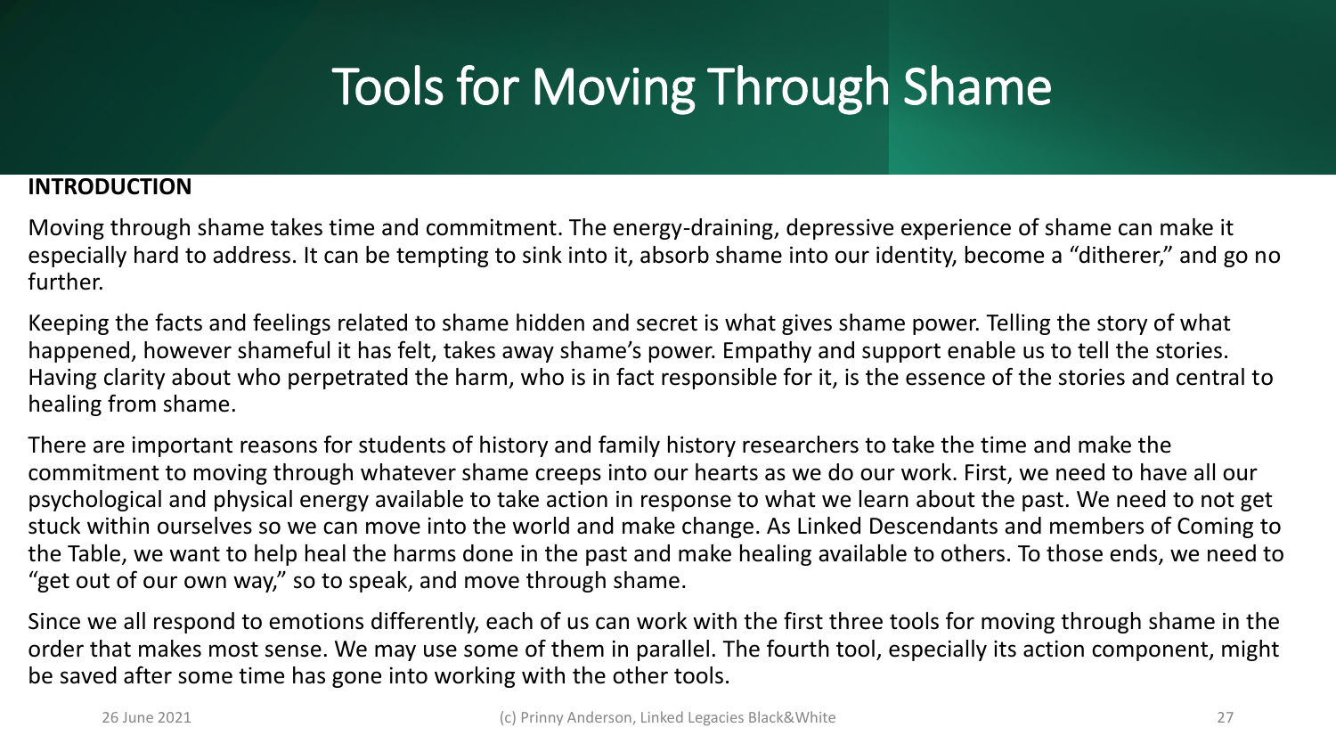# Tools for Moving Through Shame

**INTRODUCTION**

Moving through shame takes time and commitment. The energy-draining, depressive experience of shame can make it especially hard to address. It can be tempting to sink into it, absorb shame into our identity, become a "ditherer," and go no further.

Keeping the facts and feelings related to shame hidden and secret is what gives shame power. Telling the story of what happened, however shameful it has felt, takes away shame's power. Empathy and support enable us to tell the stories. Having clarity about who perpetrated the harm, who is in fact responsible for it, is the essence of the stories and central to healing from shame.

There are important reasons for students of history and family history researchers to take the time and make the commitment to moving through whatever shame creeps into our hearts as we do our work. First, we need to have all our psychological and physical energy available to take action in response to what we learn about the past. We need to not get stuck within ourselves so we can move into the world and make change. As Linked Descendants and members of Coming to the Table, we want to help heal the harms done in the past and make healing available to others. To those ends, we need to "get out of our own way," so to speak, and move through shame.

Since we all respond to emotions differently, each of us can work with the first three tools for moving through shame in the order that makes most sense. We may use some of them in parallel. The fourth tool, especially its action component, might be saved after some time has gone into working with the other tools.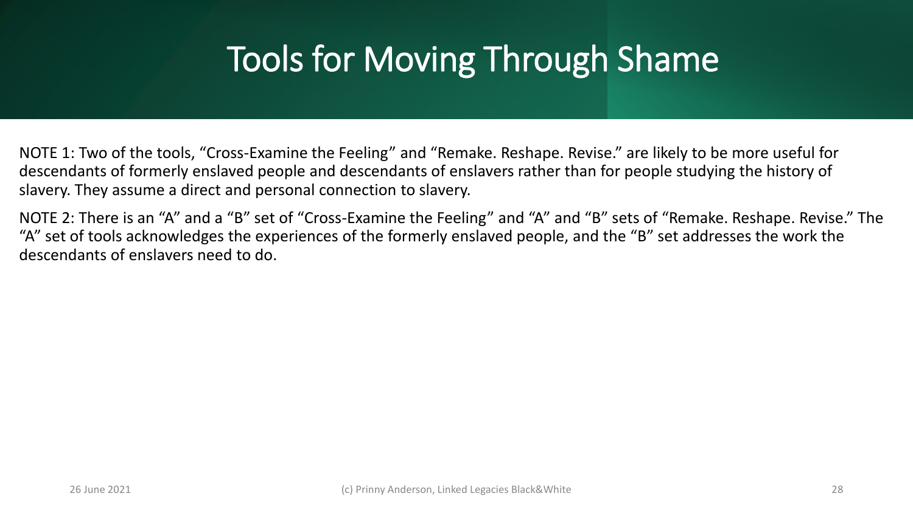# Tools for Moving Through Shame

NOTE 1: Two of the tools, “Cross-Examine the Feeling” and “Remake. Reshape. Revise.” are likely to be more useful for descendants of formerly enslaved people and descendants of enslavers rather than for people studying the history of slavery. They assume a direct and personal connection to slavery.

NOTE 2: There is an “A” and a “B” set of “Cross-Examine the Feeling” and “A” and “B” sets of “Remake. Reshape. Revise.” The “A” set of tools acknowledges the experiences of the formerly enslaved people, and the “B” set addresses the work the descendants of enslavers need to do.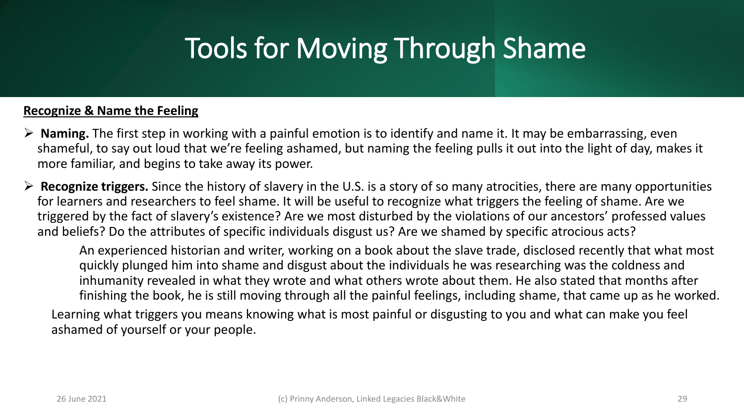# Tools for Moving Through Shame

**Recognize & Name the Feeling**

- **Naming.** The first step in working with a painful emotion is to identify and name it. It may be embarrassing, even shameful, to say out loud that we're feeling ashamed, but naming the feeling pulls it out into the light of day, makes it more familiar, and begins to take away its power.
- **Recognize triggers.** Since the history of slavery in the U.S. is a story of so many atrocities, there are many opportunities for learners and researchers to feel shame. It will be useful to recognize what triggers the feeling of shame. Are we triggered by the fact of slavery's existence? Are we most disturbed by the violations of our ancestors' professed values and beliefs? Do the attributes of specific individuals disgust us? Are we shamed by specific atrocious acts?

  > An experienced historian and writer, working on a book about the slave trade, disclosed recently that what most quickly plunged him into shame and disgust about the individuals he was researching was the coldness and inhumanity revealed in what they wrote and what others wrote about them. He also stated that months after finishing the book, he is still moving through all the painful feelings, including shame, that came up as he worked.

  Learning what triggers you means knowing what is most painful or disgusting to you and what can make you feel ashamed of yourself or your people.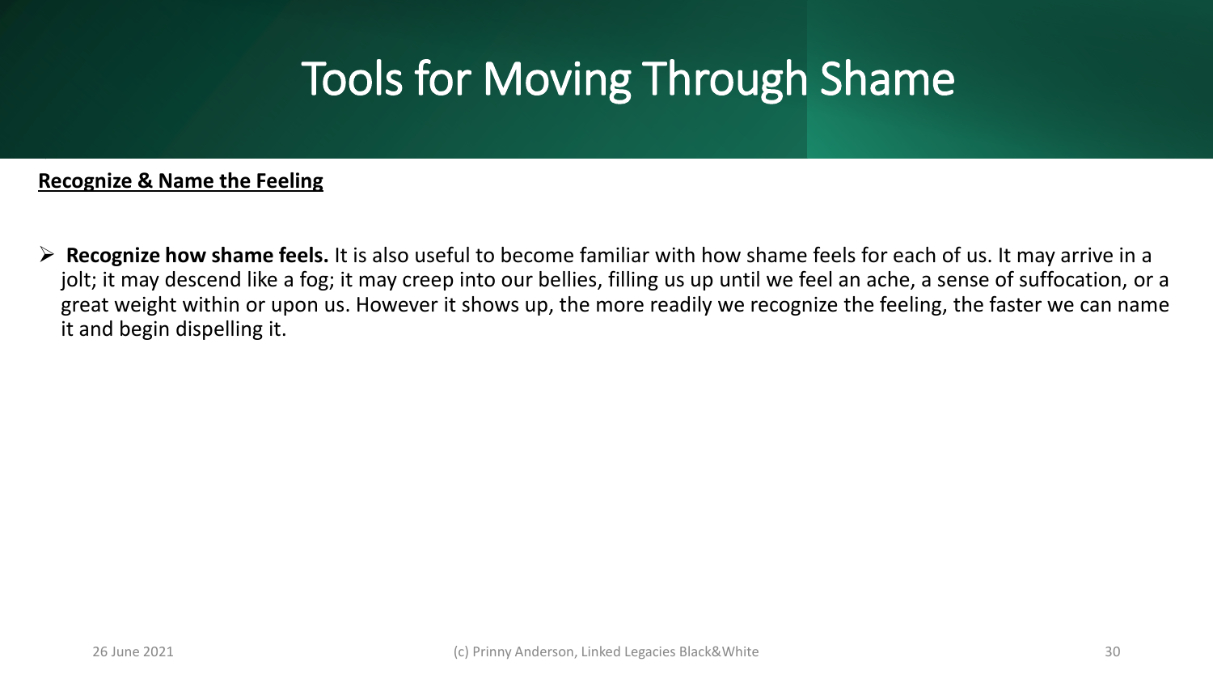# Tools for Moving Through Shame

**Recognize & Name the Feeling**

- **Recognize how shame feels.** It is also useful to become familiar with how shame feels for each of us. It may arrive in a jolt; it may descend like a fog; it may creep into our bellies, filling us up until we feel an ache, a sense of suffocation, or a great weight within or upon us. However it shows up, the more readily we recognize the feeling, the faster we can name it and begin dispelling it.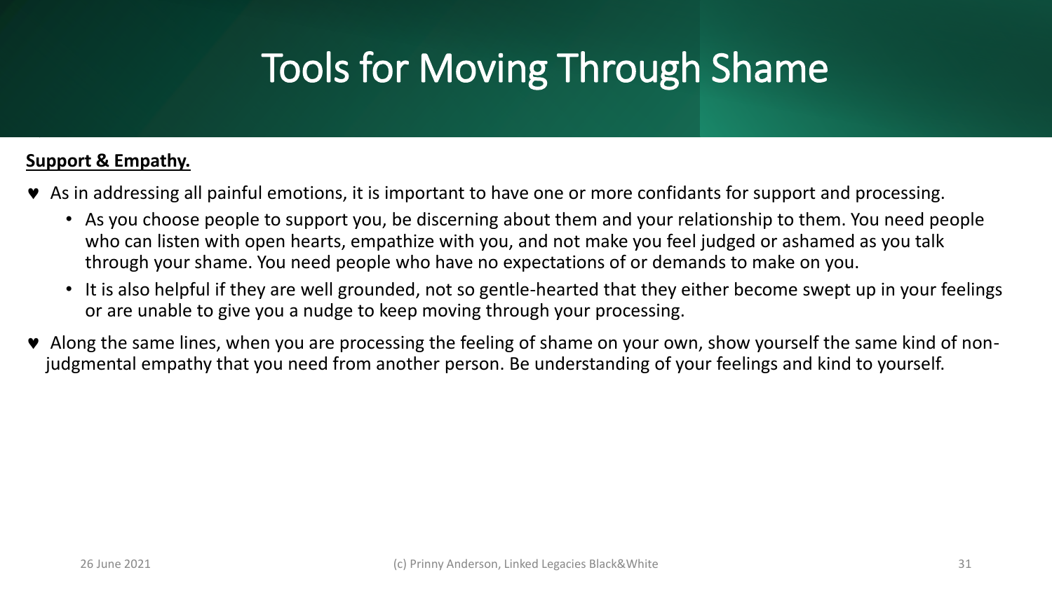# Tools for Moving Through Shame

**Support & Empathy.**

- As in addressing all painful emotions, it is important to have one or more confidants for support and processing.
  - As you choose people to support you, be discerning about them and your relationship to them. You need people who can listen with open hearts, empathize with you, and not make you feel judged or ashamed as you talk through your shame. You need people who have no expectations of or demands to make on you.
  - It is also helpful if they are well grounded, not so gentle-hearted that they either become swept up in your feelings or are unable to give you a nudge to keep moving through your processing.
- Along the same lines, when you are processing the feeling of shame on your own, show yourself the same kind of non-judgmental empathy that you need from another person. Be understanding of your feelings and kind to yourself.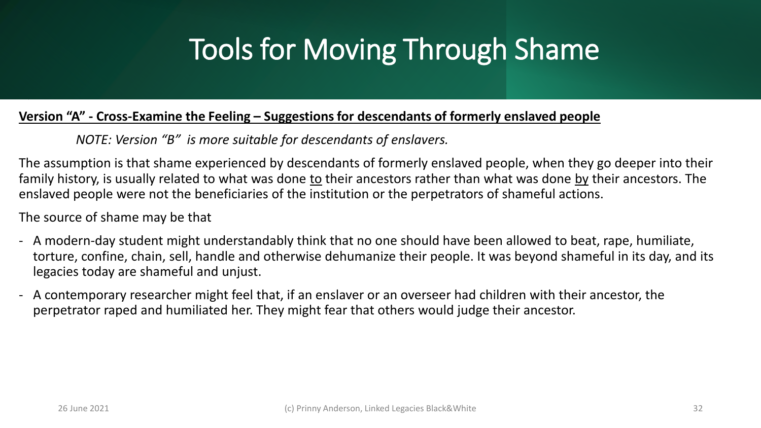# Tools for Moving Through Shame

**Version "A" - Cross-Examine the Feeling – Suggestions for descendants of formerly enslaved people**

*NOTE: Version "B" is more suitable for descendants of enslavers.*

The assumption is that shame experienced by descendants of formerly enslaved people, when they go deeper into their family history, is usually related to what was done to their ancestors rather than what was done by their ancestors. The enslaved people were not the beneficiaries of the institution or the perpetrators of shameful actions.

The source of shame may be that

- A modern-day student might understandably think that no one should have been allowed to beat, rape, humiliate, torture, confine, chain, sell, handle and otherwise dehumanize their people. It was beyond shameful in its day, and its legacies today are shameful and unjust.
- A contemporary researcher might feel that, if an enslaver or an overseer had children with their ancestor, the perpetrator raped and humiliated her. They might fear that others would judge their ancestor.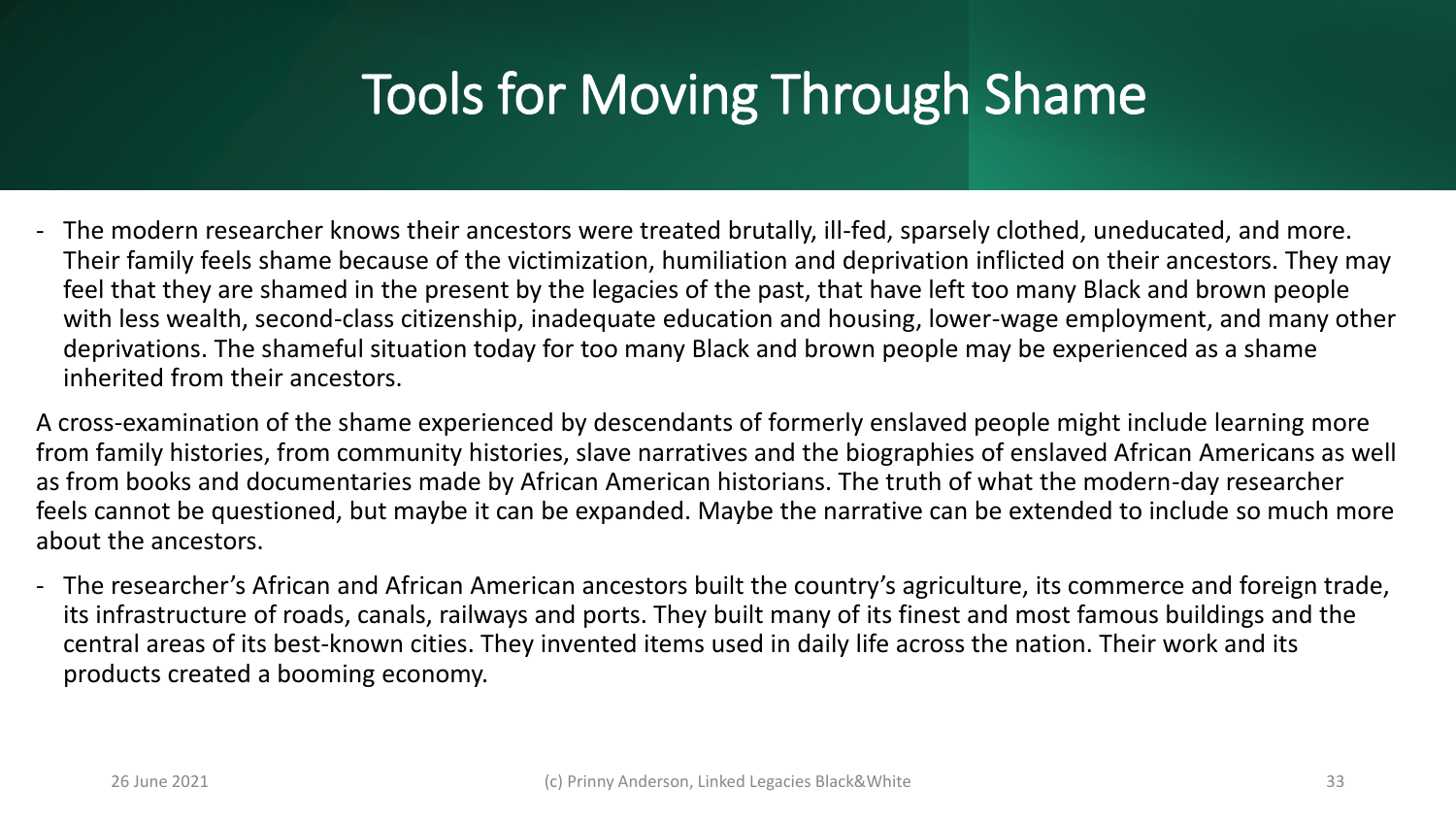# Tools for Moving Through Shame

- The modern researcher knows their ancestors were treated brutally, ill-fed, sparsely clothed, uneducated, and more. Their family feels shame because of the victimization, humiliation and deprivation inflicted on their ancestors. They may feel that they are shamed in the present by the legacies of the past, that have left too many Black and brown people with less wealth, second-class citizenship, inadequate education and housing, lower-wage employment, and many other deprivations. The shameful situation today for too many Black and brown people may be experienced as a shame inherited from their ancestors.

A cross-examination of the shame experienced by descendants of formerly enslaved people might include learning more from family histories, from community histories, slave narratives and the biographies of enslaved African Americans as well as from books and documentaries made by African American historians. The truth of what the modern-day researcher feels cannot be questioned, but maybe it can be expanded. Maybe the narrative can be extended to include so much more about the ancestors.

- The researcher's African and African American ancestors built the country's agriculture, its commerce and foreign trade, its infrastructure of roads, canals, railways and ports. They built many of its finest and most famous buildings and the central areas of its best-known cities. They invented items used in daily life across the nation. Their work and its products created a booming economy.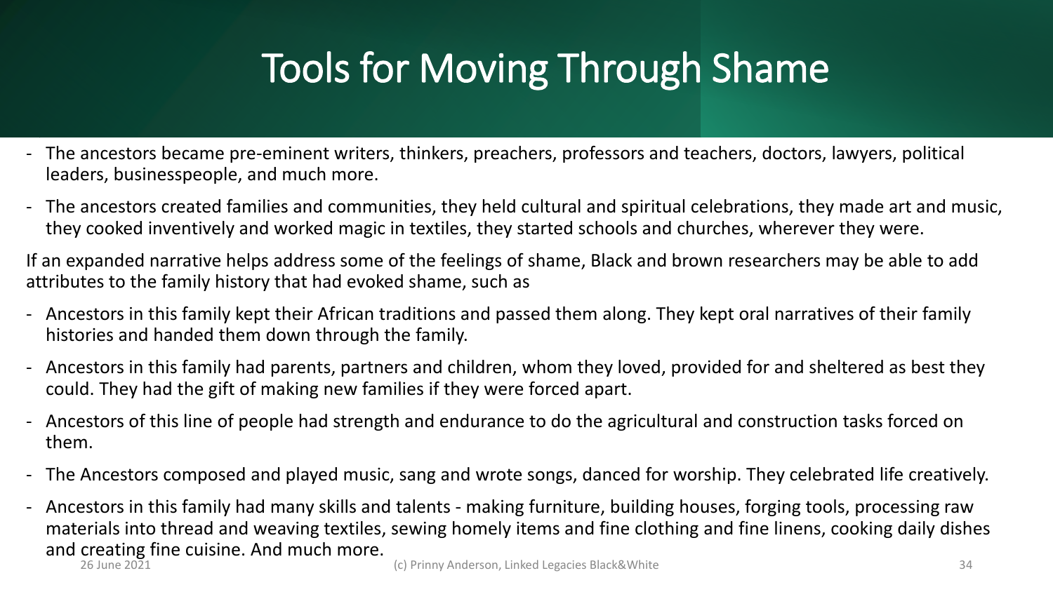# Tools for Moving Through Shame

- The ancestors became pre-eminent writers, thinkers, preachers, professors and teachers, doctors, lawyers, political leaders, businesspeople, and much more.
- The ancestors created families and communities, they held cultural and spiritual celebrations, they made art and music, they cooked inventively and worked magic in textiles, they started schools and churches, wherever they were.

If an expanded narrative helps address some of the feelings of shame, Black and brown researchers may be able to add attributes to the family history that had evoked shame, such as

- Ancestors in this family kept their African traditions and passed them along. They kept oral narratives of their family histories and handed them down through the family.
- Ancestors in this family had parents, partners and children, whom they loved, provided for and sheltered as best they could. They had the gift of making new families if they were forced apart.
- Ancestors of this line of people had strength and endurance to do the agricultural and construction tasks forced on them.
- The Ancestors composed and played music, sang and wrote songs, danced for worship. They celebrated life creatively.
- Ancestors in this family had many skills and talents - making furniture, building houses, forging tools, processing raw materials into thread and weaving textiles, sewing homely items and fine clothing and fine linens, cooking daily dishes and creating fine cuisine. And much more.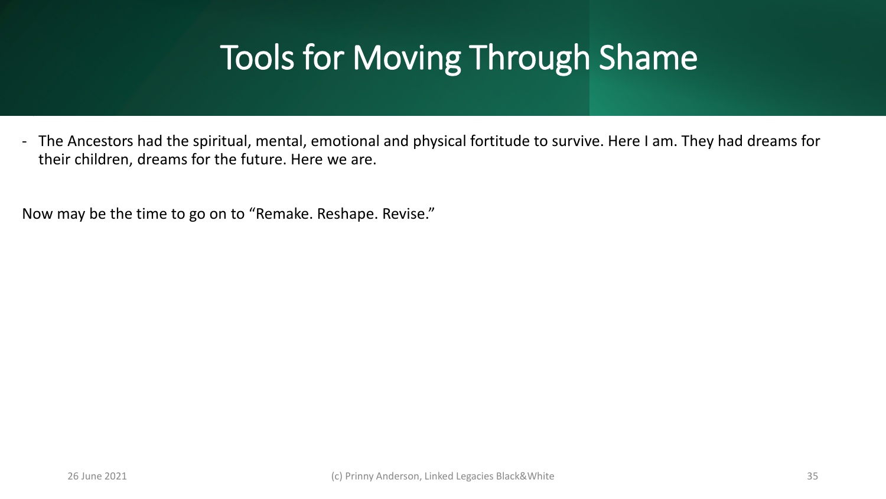# Tools for Moving Through Shame

- The Ancestors had the spiritual, mental, emotional and physical fortitude to survive. Here I am. They had dreams for their children, dreams for the future. Here we are.

Now may be the time to go on to "Remake. Reshape. Revise."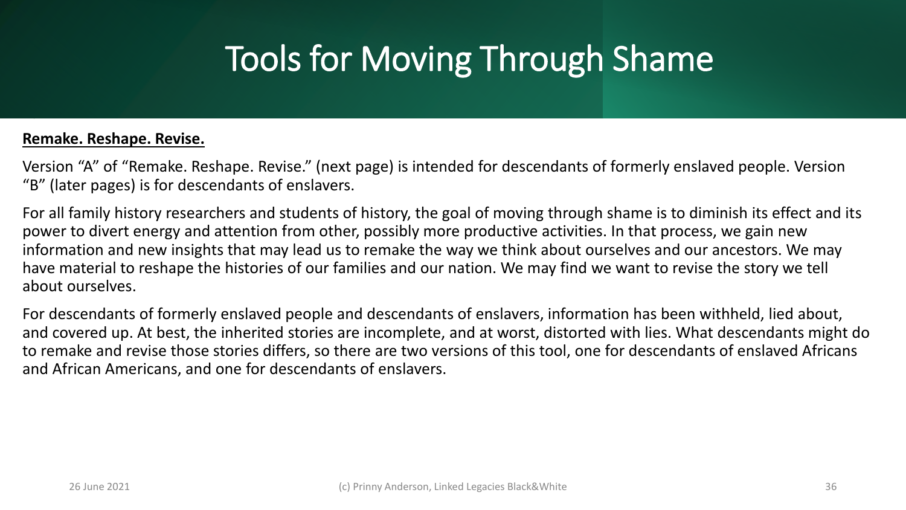# Tools for Moving Through Shame

**Remake. Reshape. Revise.**

Version "A" of "Remake. Reshape. Revise." (next page) is intended for descendants of formerly enslaved people. Version "B" (later pages) is for descendants of enslavers.

For all family history researchers and students of history, the goal of moving through shame is to diminish its effect and its power to divert energy and attention from other, possibly more productive activities. In that process, we gain new information and new insights that may lead us to remake the way we think about ourselves and our ancestors. We may have material to reshape the histories of our families and our nation. We may find we want to revise the story we tell about ourselves.

For descendants of formerly enslaved people and descendants of enslavers, information has been withheld, lied about, and covered up. At best, the inherited stories are incomplete, and at worst, distorted with lies. What descendants might do to remake and revise those stories differs, so there are two versions of this tool, one for descendants of enslaved Africans and African Americans, and one for descendants of enslavers.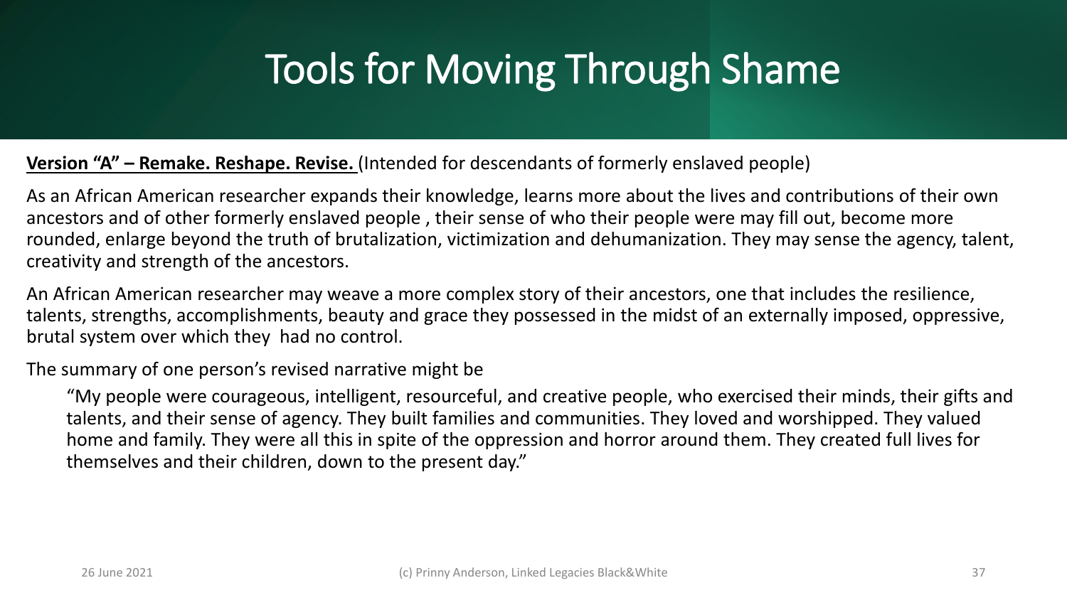# Tools for Moving Through Shame

**Version "A" – Remake. Reshape. Revise.** (Intended for descendants of formerly enslaved people)

As an African American researcher expands their knowledge, learns more about the lives and contributions of their own ancestors and of other formerly enslaved people , their sense of who their people were may fill out, become more rounded, enlarge beyond the truth of brutalization, victimization and dehumanization. They may sense the agency, talent, creativity and strength of the ancestors.

An African American researcher may weave a more complex story of their ancestors, one that includes the resilience, talents, strengths, accomplishments, beauty and grace they possessed in the midst of an externally imposed, oppressive, brutal system over which they had no control.

The summary of one person's revised narrative might be

> "My people were courageous, intelligent, resourceful, and creative people, who exercised their minds, their gifts and talents, and their sense of agency. They built families and communities. They loved and worshipped. They valued home and family. They were all this in spite of the oppression and horror around them. They created full lives for themselves and their children, down to the present day."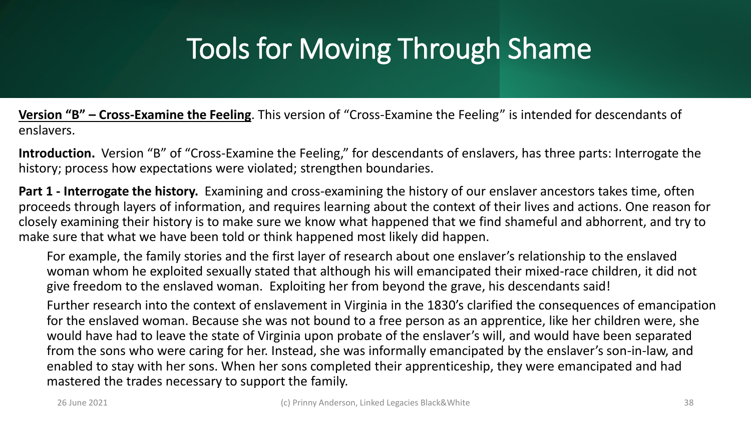# Tools for Moving Through Shame

**Version "B" – Cross-Examine the Feeling**. This version of "Cross-Examine the Feeling" is intended for descendants of enslavers.

**Introduction.** Version "B" of "Cross-Examine the Feeling," for descendants of enslavers, has three parts: Interrogate the history; process how expectations were violated; strengthen boundaries.

**Part 1 - Interrogate the history.** Examining and cross-examining the history of our enslaver ancestors takes time, often proceeds through layers of information, and requires learning about the context of their lives and actions. One reason for closely examining their history is to make sure we know what happened that we find shameful and abhorrent, and try to make sure that what we have been told or think happened most likely did happen.

For example, the family stories and the first layer of research about one enslaver's relationship to the enslaved woman whom he exploited sexually stated that although his will emancipated their mixed-race children, it did not give freedom to the enslaved woman. Exploiting her from beyond the grave, his descendants said!

Further research into the context of enslavement in Virginia in the 1830's clarified the consequences of emancipation for the enslaved woman. Because she was not bound to a free person as an apprentice, like her children were, she would have had to leave the state of Virginia upon probate of the enslaver's will, and would have been separated from the sons who were caring for her. Instead, she was informally emancipated by the enslaver's son-in-law, and enabled to stay with her sons. When her sons completed their apprenticeship, they were emancipated and had mastered the trades necessary to support the family.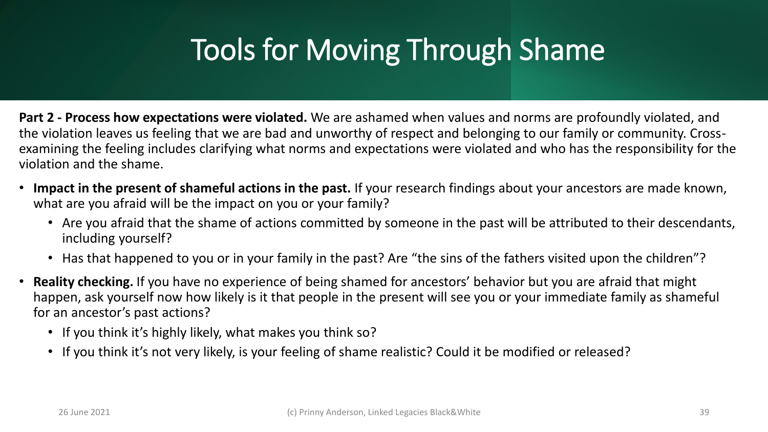# Tools for Moving Through Shame

**Part 2 - Process how expectations were violated.** We are ashamed when values and norms are profoundly violated, and the violation leaves us feeling that we are bad and unworthy of respect and belonging to our family or community. Cross-examining the feeling includes clarifying what norms and expectations were violated and who has the responsibility for the violation and the shame.

- **Impact in the present of shameful actions in the past.** If your research findings about your ancestors are made known, what are you afraid will be the impact on you or your family?
  - Are you afraid that the shame of actions committed by someone in the past will be attributed to their descendants, including yourself?
  - Has that happened to you or in your family in the past? Are "the sins of the fathers visited upon the children"?
- **Reality checking.** If you have no experience of being shamed for ancestors' behavior but you are afraid that might happen, ask yourself now how likely is it that people in the present will see you or your immediate family as shameful for an ancestor's past actions?
  - If you think it's highly likely, what makes you think so?
  - If you think it's not very likely, is your feeling of shame realistic? Could it be modified or released?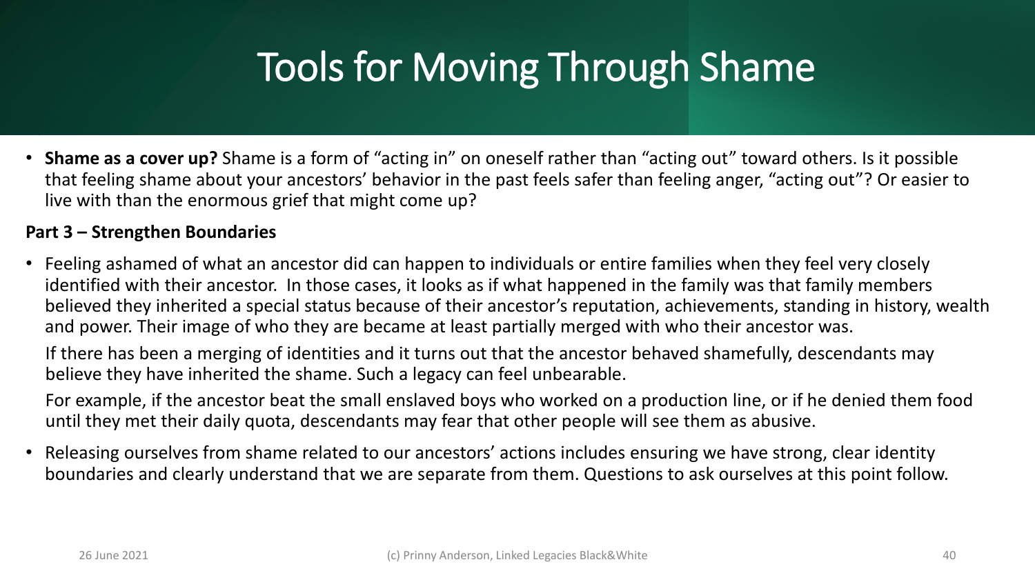# Tools for Moving Through Shame

- **Shame as a cover up?** Shame is a form of "acting in" on oneself rather than "acting out" toward others. Is it possible that feeling shame about your ancestors' behavior in the past feels safer than feeling anger, "acting out"? Or easier to live with than the enormous grief that might come up?

**Part 3 – Strengthen Boundaries**

- Feeling ashamed of what an ancestor did can happen to individuals or entire families when they feel very closely identified with their ancestor. In those cases, it looks as if what happened in the family was that family members believed they inherited a special status because of their ancestor's reputation, achievements, standing in history, wealth and power. Their image of who they are became at least partially merged with who their ancestor was.

  If there has been a merging of identities and it turns out that the ancestor behaved shamefully, descendants may believe they have inherited the shame. Such a legacy can feel unbearable.

  For example, if the ancestor beat the small enslaved boys who worked on a production line, or if he denied them food until they met their daily quota, descendants may fear that other people will see them as abusive.

- Releasing ourselves from shame related to our ancestors' actions includes ensuring we have strong, clear identity boundaries and clearly understand that we are separate from them. Questions to ask ourselves at this point follow.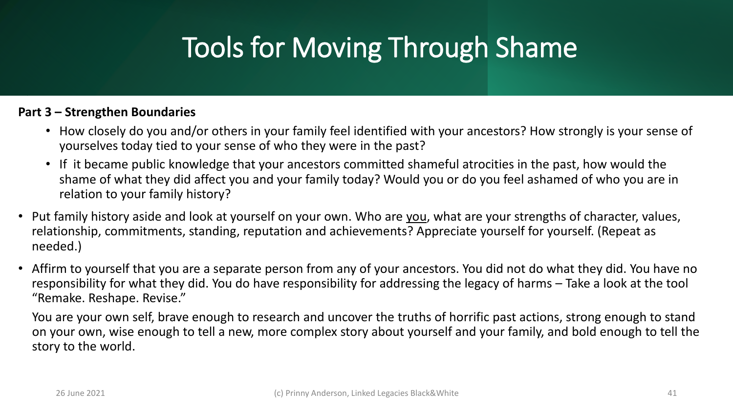# Tools for Moving Through Shame

**Part 3 – Strengthen Boundaries**

- How closely do you and/or others in your family feel identified with your ancestors? How strongly is your sense of yourselves today tied to your sense of who they were in the past?
- If it became public knowledge that your ancestors committed shameful atrocities in the past, how would the shame of what they did affect you and your family today? Would you or do you feel ashamed of who you are in relation to your family history?

- Put family history aside and look at yourself on your own. Who are <u>you</u>, what are your strengths of character, values, relationship, commitments, standing, reputation and achievements? Appreciate yourself for yourself. (Repeat as needed.)
- Affirm to yourself that you are a separate person from any of your ancestors. You did not do what they did. You have no responsibility for what they did. You do have responsibility for addressing the legacy of harms – Take a look at the tool "Remake. Reshape. Revise."

  You are your own self, brave enough to research and uncover the truths of horrific past actions, strong enough to stand on your own, wise enough to tell a new, more complex story about yourself and your family, and bold enough to tell the story to the world.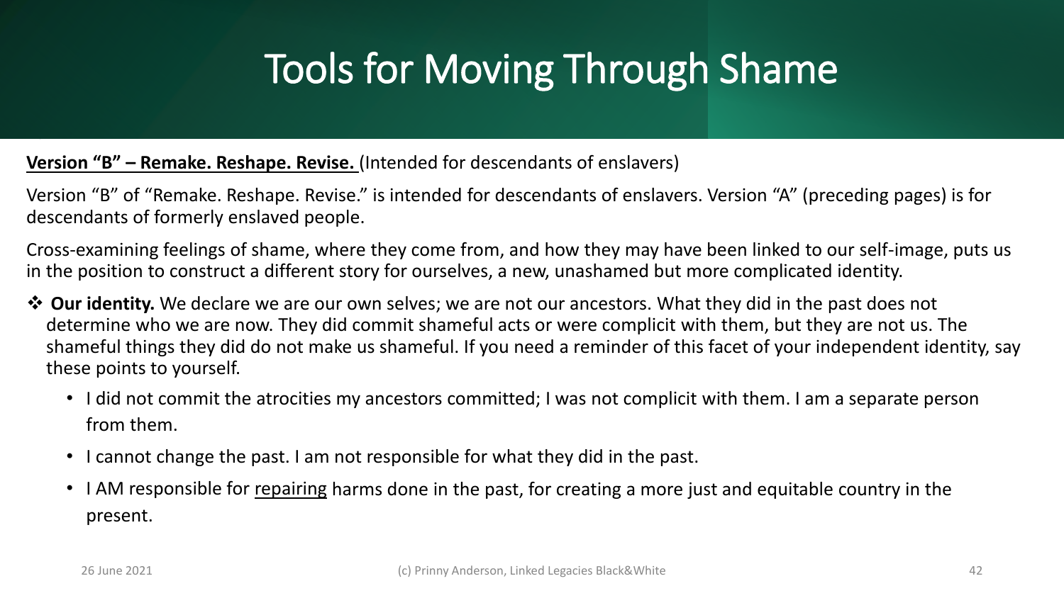# Tools for Moving Through Shame

**<u>Version "B" – Remake. Reshape. Revise.</u>** (Intended for descendants of enslavers)

Version "B" of "Remake. Reshape. Revise." is intended for descendants of enslavers. Version "A" (preceding pages) is for descendants of formerly enslaved people.

Cross-examining feelings of shame, where they come from, and how they may have been linked to our self-image, puts us in the position to construct a different story for ourselves, a new, unashamed but more complicated identity.

- ❖ **Our identity.** We declare we are our own selves; we are not our ancestors. What they did in the past does not determine who we are now. They did commit shameful acts or were complicit with them, but they are not us. The shameful things they did do not make us shameful. If you need a reminder of this facet of your independent identity, say these points to yourself.
  - I did not commit the atrocities my ancestors committed; I was not complicit with them. I am a separate person from them.
  - I cannot change the past. I am not responsible for what they did in the past.
  - I AM responsible for <u>repairing</u> harms done in the past, for creating a more just and equitable country in the present.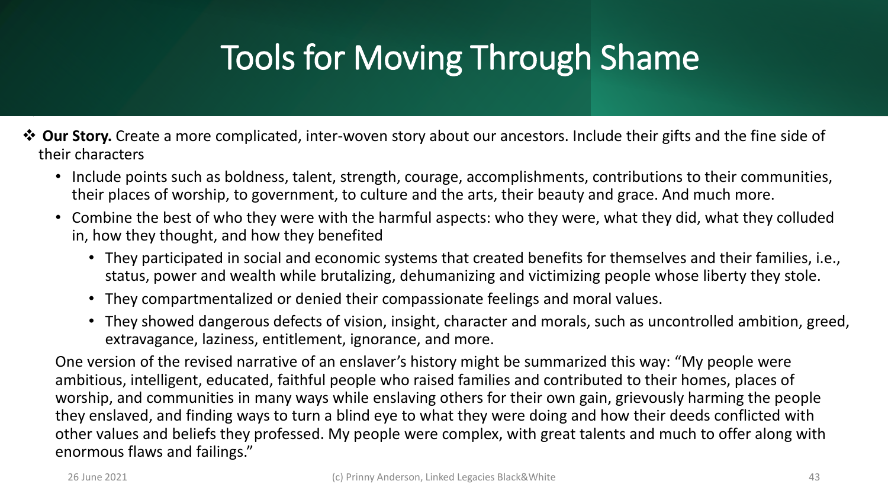# Tools for Moving Through Shame

- **Our Story.** Create a more complicated, inter-woven story about our ancestors. Include their gifts and the fine side of their characters
  - Include points such as boldness, talent, strength, courage, accomplishments, contributions to their communities, their places of worship, to government, to culture and the arts, their beauty and grace. And much more.
  - Combine the best of who they were with the harmful aspects: who they were, what they did, what they colluded in, how they thought, and how they benefited
    - They participated in social and economic systems that created benefits for themselves and their families, i.e., status, power and wealth while brutalizing, dehumanizing and victimizing people whose liberty they stole.
    - They compartmentalized or denied their compassionate feelings and moral values.
    - They showed dangerous defects of vision, insight, character and morals, such as uncontrolled ambition, greed, extravagance, laziness, entitlement, ignorance, and more.

  One version of the revised narrative of an enslaver's history might be summarized this way: "My people were ambitious, intelligent, educated, faithful people who raised families and contributed to their homes, places of worship, and communities in many ways while enslaving others for their own gain, grievously harming the people they enslaved, and finding ways to turn a blind eye to what they were doing and how their deeds conflicted with other values and beliefs they professed. My people were complex, with great talents and much to offer along with enormous flaws and failings."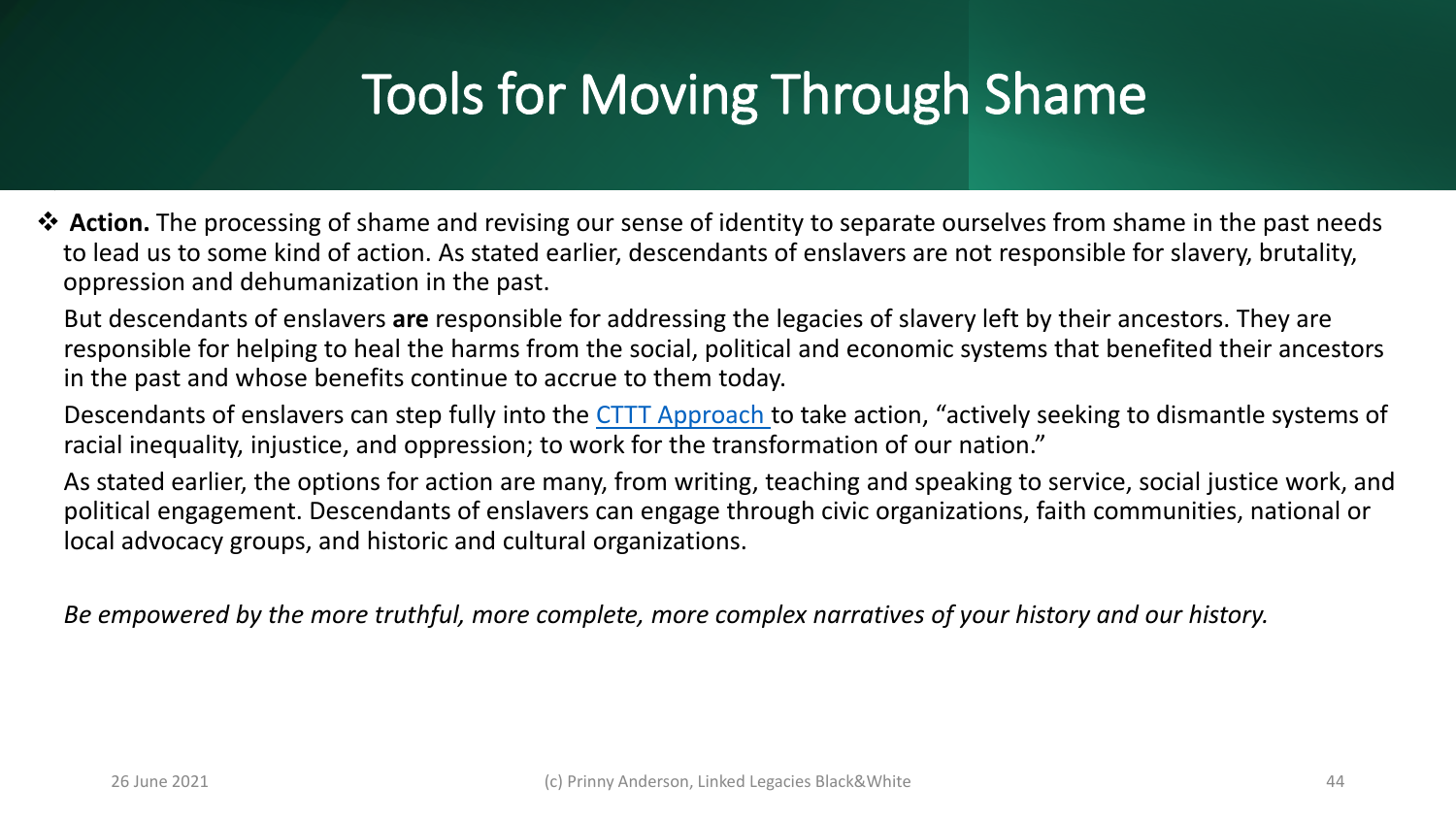# Tools for Moving Through Shame

❖ **Action.** The processing of shame and revising our sense of identity to separate ourselves from shame in the past needs to lead us to some kind of action. As stated earlier, descendants of enslavers are not responsible for slavery, brutality, oppression and dehumanization in the past.

But descendants of enslavers **are** responsible for addressing the legacies of slavery left by their ancestors. They are responsible for helping to heal the harms from the social, political and economic systems that benefited their ancestors in the past and whose benefits continue to accrue to them today.

Descendants of enslavers can step fully into the CTTT Approach to take action, "actively seeking to dismantle systems of racial inequality, injustice, and oppression; to work for the transformation of our nation."

As stated earlier, the options for action are many, from writing, teaching and speaking to service, social justice work, and political engagement. Descendants of enslavers can engage through civic organizations, faith communities, national or local advocacy groups, and historic and cultural organizations.

*Be empowered by the more truthful, more complete, more complex narratives of your history and our history.*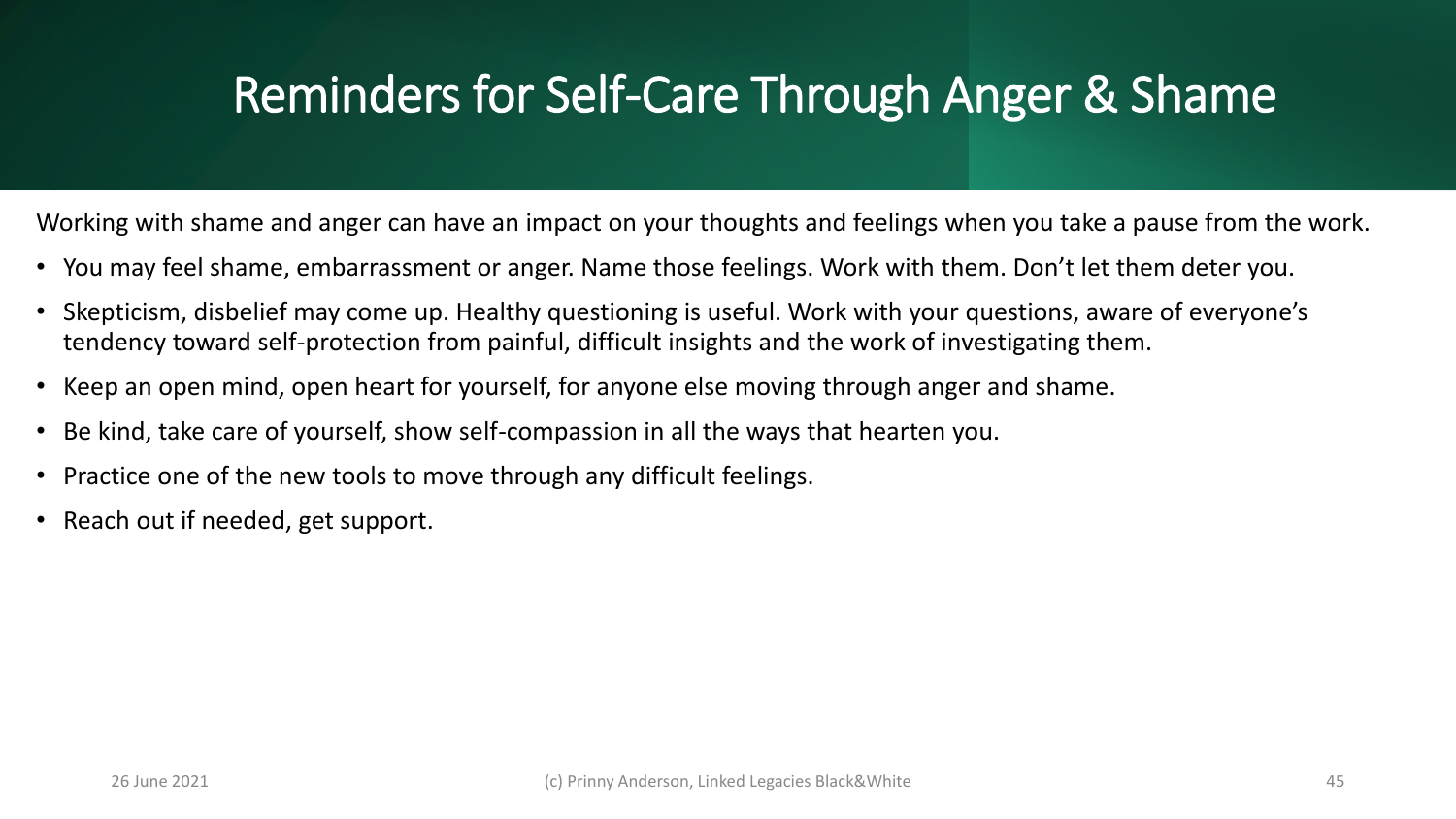# Reminders for Self-Care Through Anger & Shame

Working with shame and anger can have an impact on your thoughts and feelings when you take a pause from the work.

- You may feel shame, embarrassment or anger. Name those feelings. Work with them. Don't let them deter you.
- Skepticism, disbelief may come up. Healthy questioning is useful. Work with your questions, aware of everyone's tendency toward self-protection from painful, difficult insights and the work of investigating them.
- Keep an open mind, open heart for yourself, for anyone else moving through anger and shame.
- Be kind, take care of yourself, show self-compassion in all the ways that hearten you.
- Practice one of the new tools to move through any difficult feelings.
- Reach out if needed, get support.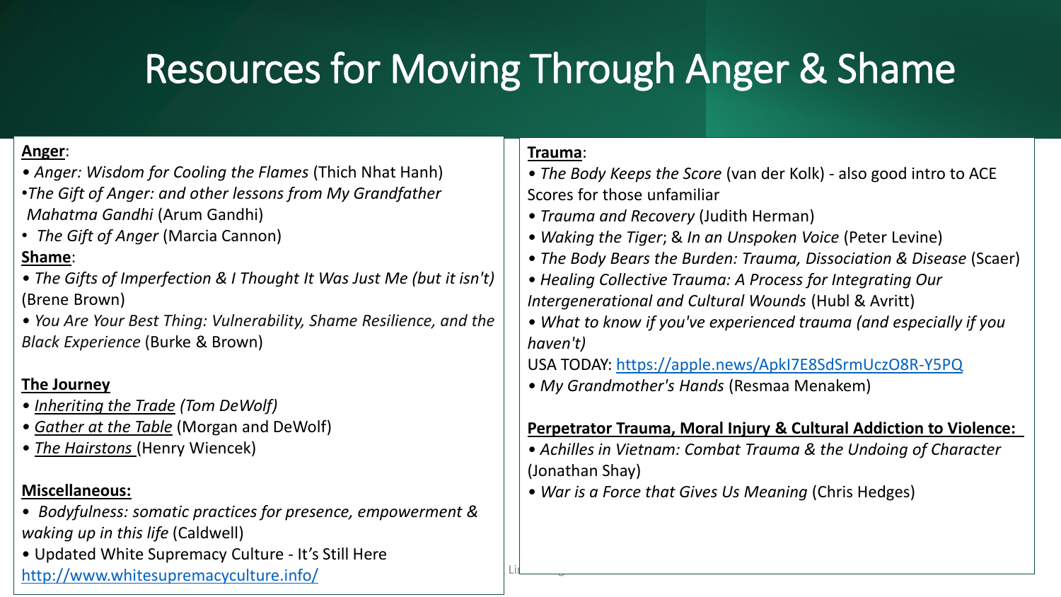# Resources for Moving Through Anger & Shame

**Anger**:

- *Anger: Wisdom for Cooling the Flames* (Thich Nhat Hanh)
- *The Gift of Anger: and other lessons from My Grandfather Mahatma Gandhi* (Arum Gandhi)
- *The Gift of Anger* (Marcia Cannon)

**Shame**:

- *The Gifts of Imperfection & I Thought It Was Just Me (but it isn't)* (Brene Brown)
- *You Are Your Best Thing: Vulnerability, Shame Resilience, and the Black Experience* (Burke & Brown)

**The Journey**

- *Inheriting the Trade (Tom DeWolf)*
- *Gather at the Table* (Morgan and DeWolf)
- *The Hairstons* (Henry Wiencek)

**Miscellaneous:**

- *Bodyfulness: somatic practices for presence, empowerment & waking up in this life* (Caldwell)
- Updated White Supremacy Culture - It's Still Here http://www.whitesupremacyculture.info/

**Trauma**:

- *The Body Keeps the Score* (van der Kolk) - also good intro to ACE Scores for those unfamiliar
- *Trauma and Recovery* (Judith Herman)
- *Waking the Tiger*; & *In an Unspoken Voice* (Peter Levine)
- *The Body Bears the Burden: Trauma, Dissociation & Disease* (Scaer)
- *Healing Collective Trauma: A Process for Integrating Our Intergenerational and Cultural Wounds* (Hubl & Avritt)
- *What to know if you've experienced trauma (and especially if you haven't)* USA TODAY: https://apple.news/ApkI7E8SdSrmUczO8R-Y5PQ
- *My Grandmother's Hands* (Resmaa Menakem)

**Perpetrator Trauma, Moral Injury & Cultural Addiction to Violence:**

- *Achilles in Vietnam: Combat Trauma & the Undoing of Character* (Jonathan Shay)
- *War is a Force that Gives Us Meaning* (Chris Hedges)